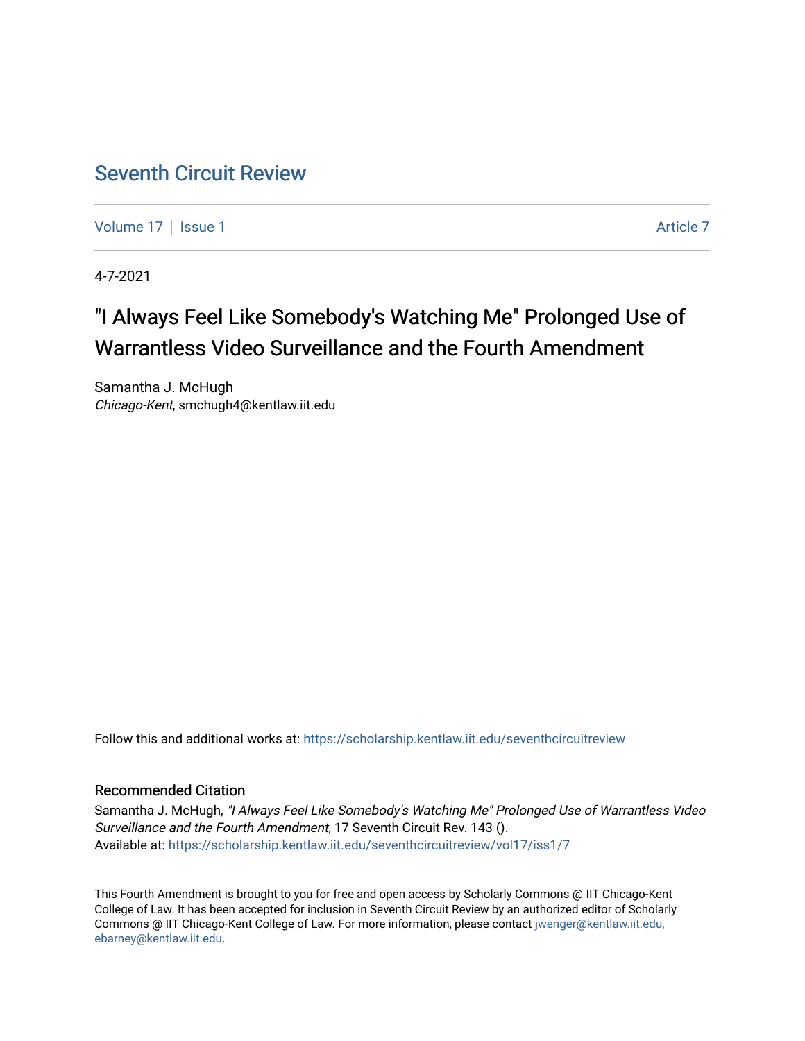# Seventh Circuit Review

Volume 17 | Issue 1 | Article 7

4-7-2021

## "I Always Feel Like Somebody's Watching Me" Prolonged Use of Warrantless Video Surveillance and the Fourth Amendment

Samantha J. McHugh
*Chicago-Kent*, smchugh4@kentlaw.iit.edu

Follow this and additional works at: https://scholarship.kentlaw.iit.edu/seventhcircuitreview

### Recommended Citation

Samantha J. McHugh, *"I Always Feel Like Somebody's Watching Me" Prolonged Use of Warrantless Video Surveillance and the Fourth Amendment*, 17 Seventh Circuit Rev. 143 ().
Available at: https://scholarship.kentlaw.iit.edu/seventhcircuitreview/vol17/iss1/7

This Fourth Amendment is brought to you for free and open access by Scholarly Commons @ IIT Chicago-Kent College of Law. It has been accepted for inclusion in Seventh Circuit Review by an authorized editor of Scholarly Commons @ IIT Chicago-Kent College of Law. For more information, please contact jwenger@kentlaw.iit.edu, ebarney@kentlaw.iit.edu.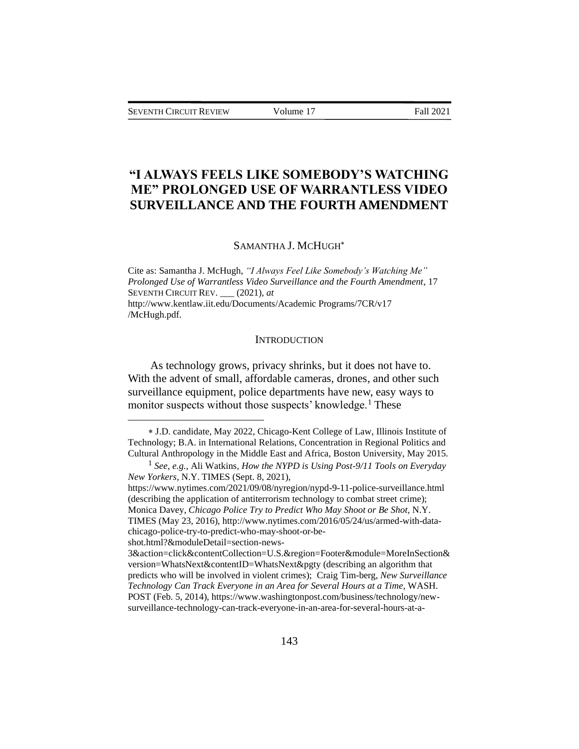# "I ALWAYS FEELS LIKE SOMEBODY'S WATCHING ME" PROLONGED USE OF WARRANTLESS VIDEO SURVEILLANCE AND THE FOURTH AMENDMENT

SAMANTHA J. MCHUGH[*]

Cite as: Samantha J. McHugh, *"I Always Feel Like Somebody's Watching Me" Prolonged Use of Warrantless Video Surveillance and the Fourth Amendment*, 17 SEVENTH CIRCUIT REV. ___ (2021), *at* http://www.kentlaw.iit.edu/Documents/Academic Programs/7CR/v17 /McHugh.pdf.

## INTRODUCTION

As technology grows, privacy shrinks, but it does not have to. With the advent of small, affordable cameras, drones, and other such surveillance equipment, police departments have new, easy ways to monitor suspects without those suspects' knowledge.[1] These

---

[*] J.D. candidate, May 2022, Chicago-Kent College of Law, Illinois Institute of Technology; B.A. in International Relations, Concentration in Regional Politics and Cultural Anthropology in the Middle East and Africa, Boston University, May 2015.

[1] *See, e.g.*, Ali Watkins, *How the NYPD is Using Post-9/11 Tools on Everyday New Yorkers*, N.Y. TIMES (Sept. 8, 2021), https://www.nytimes.com/2021/09/08/nyregion/nypd-9-11-police-surveillance.html (describing the application of antiterrorism technology to combat street crime); Monica Davey, *Chicago Police Try to Predict Who May Shoot or Be Shot*, N.Y. TIMES (May 23, 2016), http://www.nytimes.com/2016/05/24/us/armed-with-data-chicago-police-try-to-predict-who-may-shoot-or-be-shot.html?&moduleDetail=section-news-3&action=click&contentCollection=U.S.&region=Footer&module=MoreInSection&version=WhatsNext&contentID=WhatsNext&pgty (describing an algorithm that predicts who will be involved in violent crimes); Craig Tim-berg, *New Surveillance Technology Can Track Everyone in an Area for Several Hours at a Time*, WASH. POST (Feb. 5, 2014), https://www.washingtonpost.com/business/technology/new-surveillance-technology-can-track-everyone-in-an-area-for-several-hours-at-a-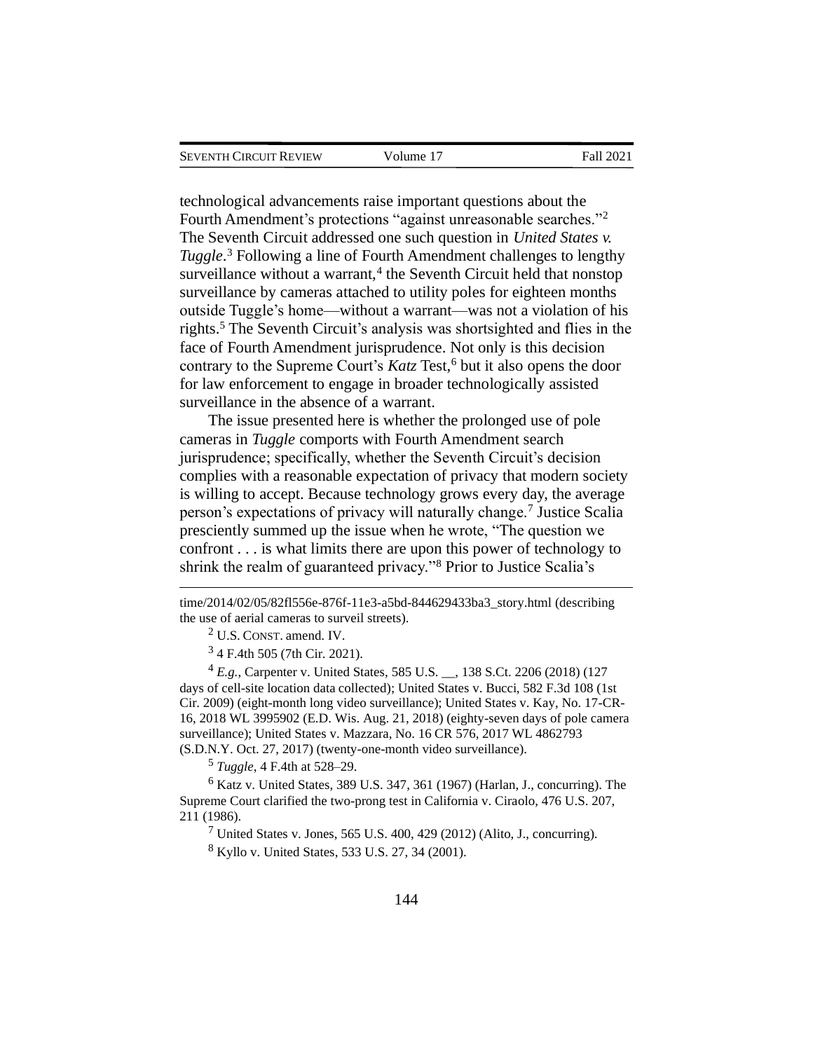technological advancements raise important questions about the Fourth Amendment's protections "against unreasonable searches."[2] The Seventh Circuit addressed one such question in *United States v. Tuggle*.[3] Following a line of Fourth Amendment challenges to lengthy surveillance without a warrant,[4] the Seventh Circuit held that nonstop surveillance by cameras attached to utility poles for eighteen months outside Tuggle's home—without a warrant—was not a violation of his rights.[5] The Seventh Circuit's analysis was shortsighted and flies in the face of Fourth Amendment jurisprudence. Not only is this decision contrary to the Supreme Court's *Katz* Test,[6] but it also opens the door for law enforcement to engage in broader technologically assisted surveillance in the absence of a warrant.

The issue presented here is whether the prolonged use of pole cameras in *Tuggle* comports with Fourth Amendment search jurisprudence; specifically, whether the Seventh Circuit's decision complies with a reasonable expectation of privacy that modern society is willing to accept. Because technology grows every day, the average person's expectations of privacy will naturally change.[7] Justice Scalia presciently summed up the issue when he wrote, "The question we confront . . . is what limits there are upon this power of technology to shrink the realm of guaranteed privacy."[8] Prior to Justice Scalia's

---

time/2014/02/05/82fl556e-876f-11e3-a5bd-844629433ba3_story.html (describing the use of aerial cameras to surveil streets).

[2] U.S. CONST. amend. IV.

[3] 4 F.4th 505 (7th Cir. 2021).

[4] *E.g.*, Carpenter v. United States, 585 U.S. __, 138 S.Ct. 2206 (2018) (127 days of cell-site location data collected); United States v. Bucci, 582 F.3d 108 (1st Cir. 2009) (eight-month long video surveillance); United States v. Kay, No. 17-CR-16, 2018 WL 3995902 (E.D. Wis. Aug. 21, 2018) (eighty-seven days of pole camera surveillance); United States v. Mazzara, No. 16 CR 576, 2017 WL 4862793 (S.D.N.Y. Oct. 27, 2017) (twenty-one-month video surveillance).

[5] *Tuggle*, 4 F.4th at 528–29.

[6] Katz v. United States, 389 U.S. 347, 361 (1967) (Harlan, J., concurring). The Supreme Court clarified the two-prong test in California v. Ciraolo, 476 U.S. 207, 211 (1986).

[7] United States v. Jones, 565 U.S. 400, 429 (2012) (Alito, J., concurring).

[8] Kyllo v. United States, 533 U.S. 27, 34 (2001).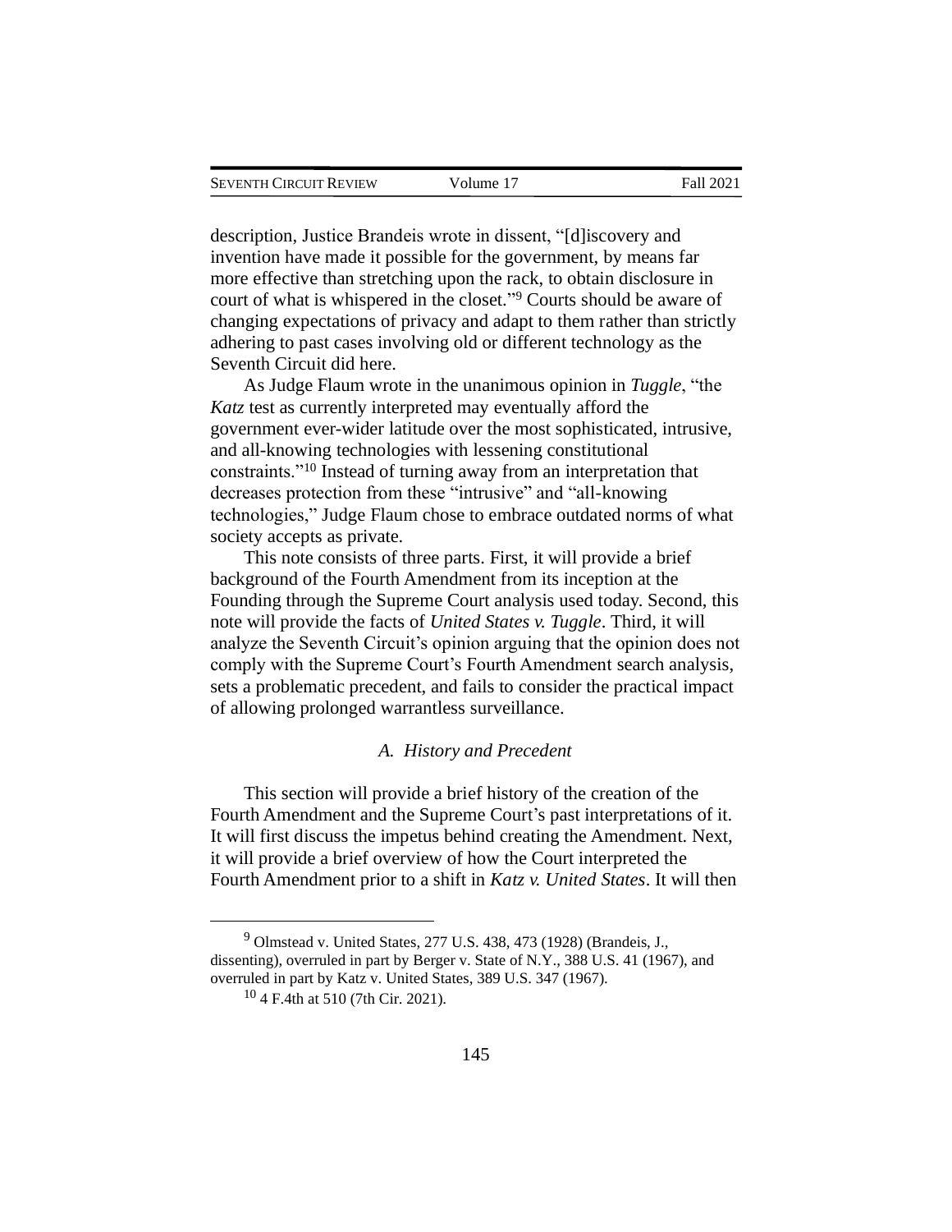description, Justice Brandeis wrote in dissent, "[d]iscovery and invention have made it possible for the government, by means far more effective than stretching upon the rack, to obtain disclosure in court of what is whispered in the closet."[9] Courts should be aware of changing expectations of privacy and adapt to them rather than strictly adhering to past cases involving old or different technology as the Seventh Circuit did here.

As Judge Flaum wrote in the unanimous opinion in *Tuggle*, "the *Katz* test as currently interpreted may eventually afford the government ever-wider latitude over the most sophisticated, intrusive, and all-knowing technologies with lessening constitutional constraints."[10] Instead of turning away from an interpretation that decreases protection from these "intrusive" and "all-knowing technologies," Judge Flaum chose to embrace outdated norms of what society accepts as private.

This note consists of three parts. First, it will provide a brief background of the Fourth Amendment from its inception at the Founding through the Supreme Court analysis used today. Second, this note will provide the facts of *United States v. Tuggle*. Third, it will analyze the Seventh Circuit's opinion arguing that the opinion does not comply with the Supreme Court's Fourth Amendment search analysis, sets a problematic precedent, and fails to consider the practical impact of allowing prolonged warrantless surveillance.

### *A. History and Precedent*

This section will provide a brief history of the creation of the Fourth Amendment and the Supreme Court's past interpretations of it. It will first discuss the impetus behind creating the Amendment. Next, it will provide a brief overview of how the Court interpreted the Fourth Amendment prior to a shift in *Katz v. United States*. It will then

---

[9] Olmstead v. United States, 277 U.S. 438, 473 (1928) (Brandeis, J., dissenting), overruled in part by Berger v. State of N.Y., 388 U.S. 41 (1967), and overruled in part by Katz v. United States, 389 U.S. 347 (1967).

[10] 4 F.4th at 510 (7th Cir. 2021).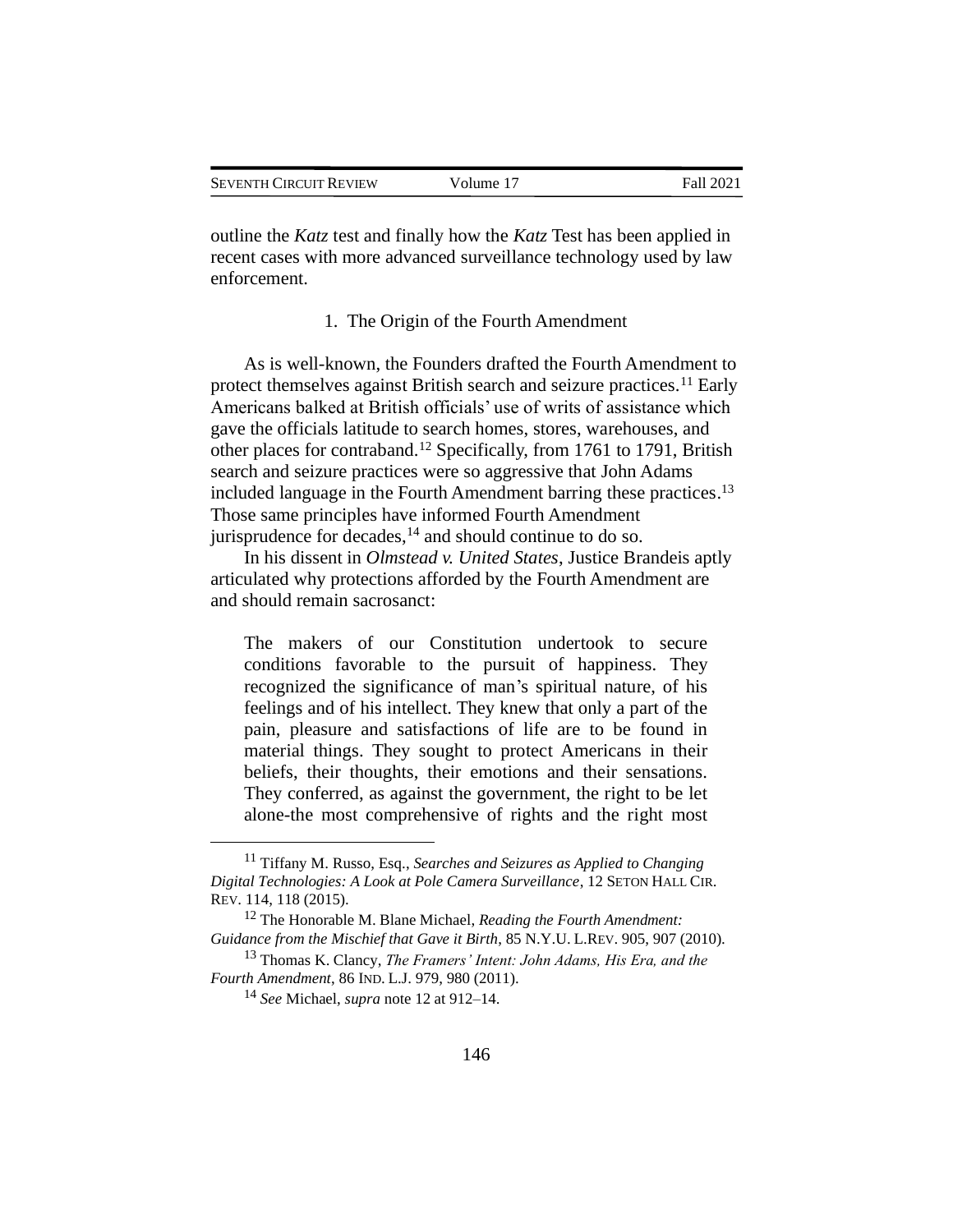outline the *Katz* test and finally how the *Katz* Test has been applied in recent cases with more advanced surveillance technology used by law enforcement.

### 1. The Origin of the Fourth Amendment

As is well-known, the Founders drafted the Fourth Amendment to protect themselves against British search and seizure practices.[11] Early Americans balked at British officials' use of writs of assistance which gave the officials latitude to search homes, stores, warehouses, and other places for contraband.[12] Specifically, from 1761 to 1791, British search and seizure practices were so aggressive that John Adams included language in the Fourth Amendment barring these practices.[13] Those same principles have informed Fourth Amendment jurisprudence for decades,[14] and should continue to do so.

In his dissent in *Olmstead v. United States*, Justice Brandeis aptly articulated why protections afforded by the Fourth Amendment are and should remain sacrosanct:

> The makers of our Constitution undertook to secure conditions favorable to the pursuit of happiness. They recognized the significance of man's spiritual nature, of his feelings and of his intellect. They knew that only a part of the pain, pleasure and satisfactions of life are to be found in material things. They sought to protect Americans in their beliefs, their thoughts, their emotions and their sensations. They conferred, as against the government, the right to be let alone-the most comprehensive of rights and the right most

---

[11] Tiffany M. Russo, Esq., *Searches and Seizures as Applied to Changing Digital Technologies: A Look at Pole Camera Surveillance*, 12 SETON HALL CIR. REV. 114, 118 (2015).

[12] The Honorable M. Blane Michael, *Reading the Fourth Amendment: Guidance from the Mischief that Gave it Birth*, 85 N.Y.U. L.REV. 905, 907 (2010).

[13] Thomas K. Clancy, *The Framers' Intent: John Adams, His Era, and the Fourth Amendment*, 86 IND. L.J. 979, 980 (2011).

[14] *See* Michael, *supra* note 12 at 912–14.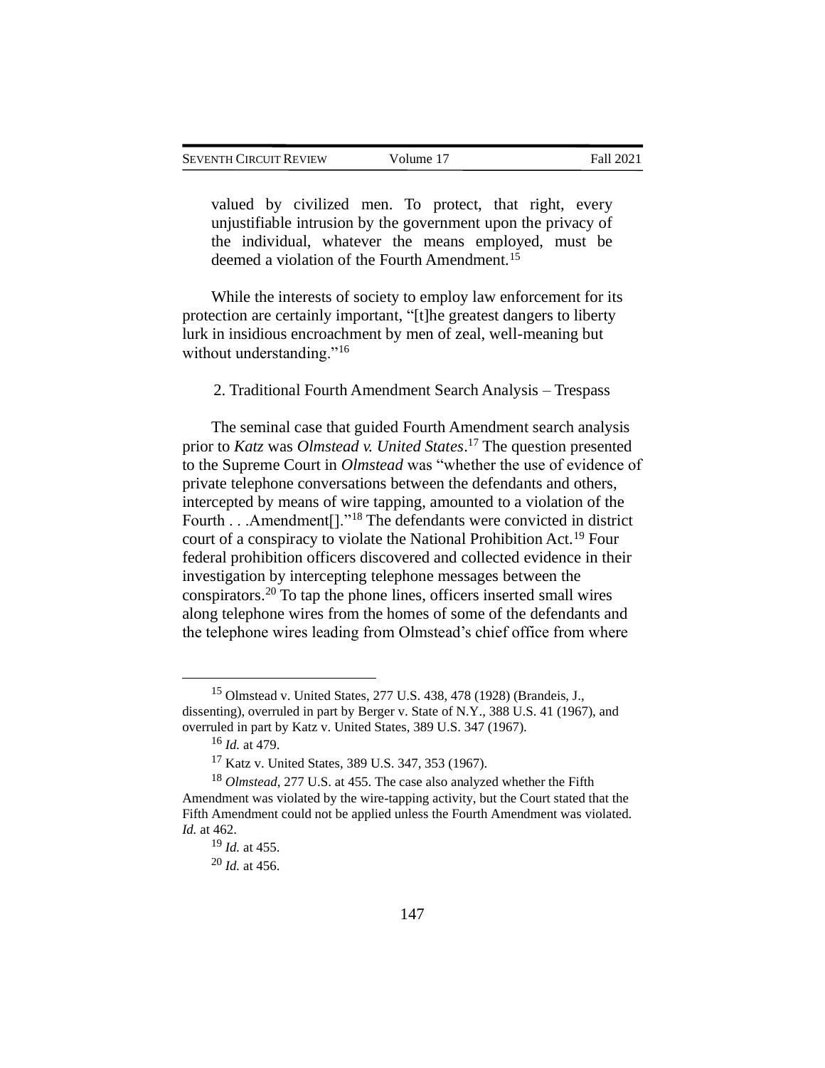> valued by civilized men. To protect, that right, every unjustifiable intrusion by the government upon the privacy of the individual, whatever the means employed, must be deemed a violation of the Fourth Amendment.[15]

While the interests of society to employ law enforcement for its protection are certainly important, "[t]he greatest dangers to liberty lurk in insidious encroachment by men of zeal, well-meaning but without understanding."[16]

### 2. Traditional Fourth Amendment Search Analysis – Trespass

The seminal case that guided Fourth Amendment search analysis prior to *Katz* was *Olmstead v. United States*.[17] The question presented to the Supreme Court in *Olmstead* was "whether the use of evidence of private telephone conversations between the defendants and others, intercepted by means of wire tapping, amounted to a violation of the Fourth . . .Amendment[]."[18] The defendants were convicted in district court of a conspiracy to violate the National Prohibition Act.[19] Four federal prohibition officers discovered and collected evidence in their investigation by intercepting telephone messages between the conspirators.[20] To tap the phone lines, officers inserted small wires along telephone wires from the homes of some of the defendants and the telephone wires leading from Olmstead's chief office from where

---

[15] Olmstead v. United States, 277 U.S. 438, 478 (1928) (Brandeis, J., dissenting), overruled in part by Berger v. State of N.Y., 388 U.S. 41 (1967), and overruled in part by Katz v. United States, 389 U.S. 347 (1967).

[16] *Id.* at 479.

[17] Katz v. United States, 389 U.S. 347, 353 (1967).

[18] *Olmstead*, 277 U.S. at 455. The case also analyzed whether the Fifth Amendment was violated by the wire-tapping activity, but the Court stated that the Fifth Amendment could not be applied unless the Fourth Amendment was violated. *Id.* at 462.

[19] *Id.* at 455.

[20] *Id.* at 456.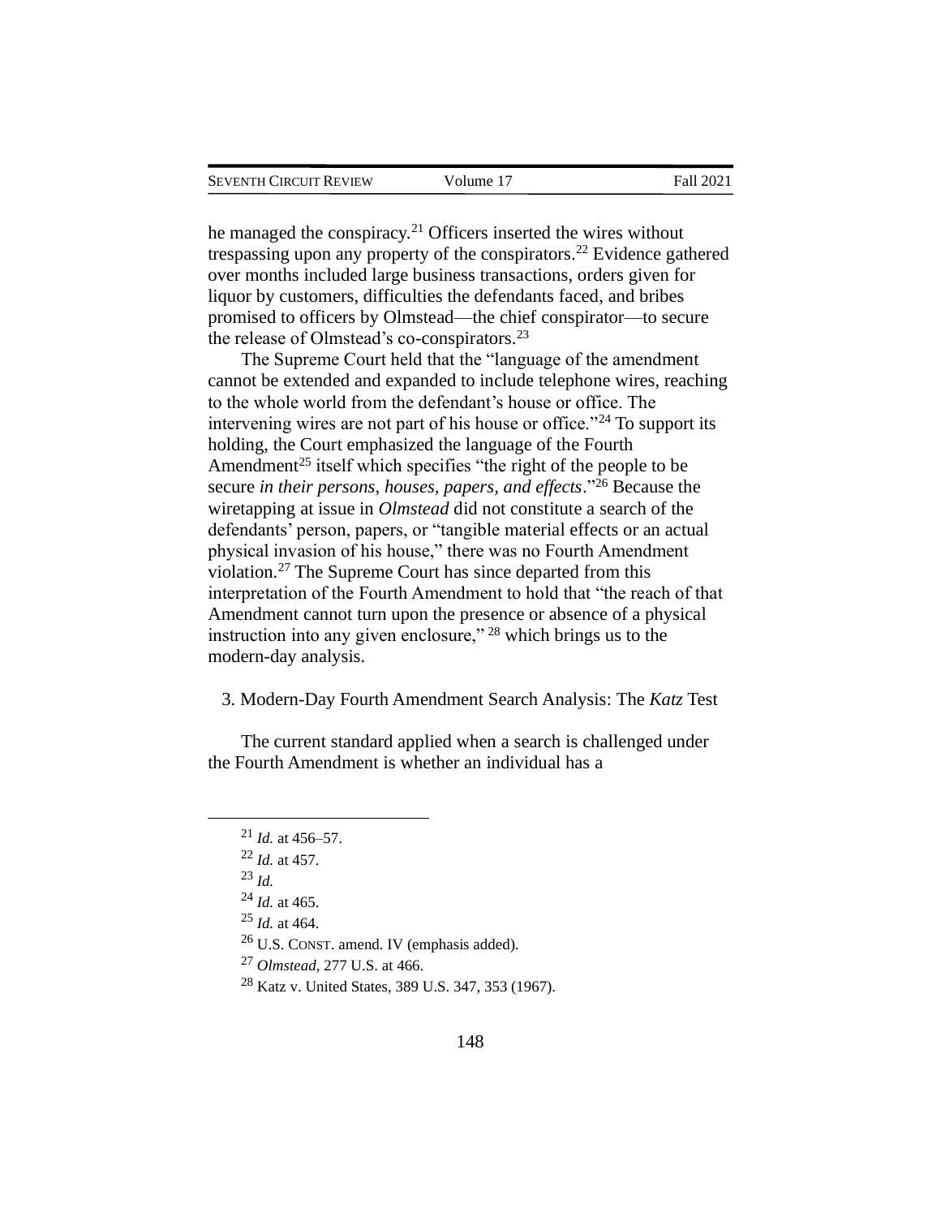he managed the conspiracy.[21] Officers inserted the wires without trespassing upon any property of the conspirators.[22] Evidence gathered over months included large business transactions, orders given for liquor by customers, difficulties the defendants faced, and bribes promised to officers by Olmstead—the chief conspirator—to secure the release of Olmstead's co-conspirators.[23]

The Supreme Court held that the "language of the amendment cannot be extended and expanded to include telephone wires, reaching to the whole world from the defendant's house or office. The intervening wires are not part of his house or office."[24] To support its holding, the Court emphasized the language of the Fourth Amendment[25] itself which specifies "the right of the people to be secure *in their persons, houses, papers, and effects*."[26] Because the wiretapping at issue in *Olmstead* did not constitute a search of the defendants' person, papers, or "tangible material effects or an actual physical invasion of his house," there was no Fourth Amendment violation.[27] The Supreme Court has since departed from this interpretation of the Fourth Amendment to hold that "the reach of that Amendment cannot turn upon the presence or absence of a physical instruction into any given enclosure," [28] which brings us to the modern-day analysis.

### 3. Modern-Day Fourth Amendment Search Analysis: The *Katz* Test

The current standard applied when a search is challenged under the Fourth Amendment is whether an individual has a

---

[21] *Id.* at 456–57.

[22] *Id.* at 457.

[23] *Id.*

[24] *Id.* at 465.

[25] *Id.* at 464.

[26] U.S. CONST. amend. IV (emphasis added).

[27] *Olmstead*, 277 U.S. at 466.

[28] Katz v. United States, 389 U.S. 347, 353 (1967).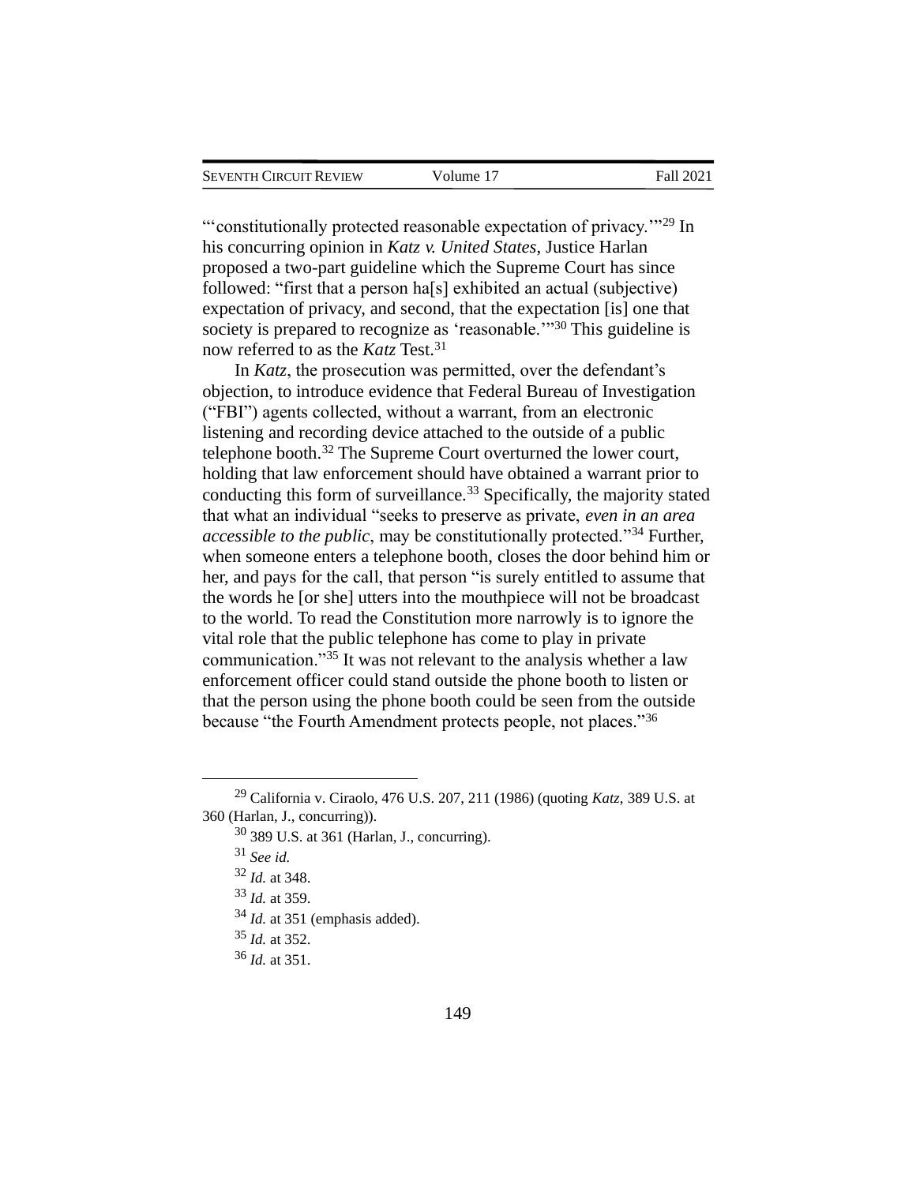"'constitutionally protected reasonable expectation of privacy.'"[29] In his concurring opinion in *Katz v. United States*, Justice Harlan proposed a two-part guideline which the Supreme Court has since followed: "first that a person ha[s] exhibited an actual (subjective) expectation of privacy, and second, that the expectation [is] one that society is prepared to recognize as 'reasonable.'"[30] This guideline is now referred to as the *Katz* Test.[31]

In *Katz*, the prosecution was permitted, over the defendant's objection, to introduce evidence that Federal Bureau of Investigation ("FBI") agents collected, without a warrant, from an electronic listening and recording device attached to the outside of a public telephone booth.[32] The Supreme Court overturned the lower court, holding that law enforcement should have obtained a warrant prior to conducting this form of surveillance.[33] Specifically, the majority stated that what an individual "seeks to preserve as private, *even in an area accessible to the public*, may be constitutionally protected."[34] Further, when someone enters a telephone booth, closes the door behind him or her, and pays for the call, that person "is surely entitled to assume that the words he [or she] utters into the mouthpiece will not be broadcast to the world. To read the Constitution more narrowly is to ignore the vital role that the public telephone has come to play in private communication."[35] It was not relevant to the analysis whether a law enforcement officer could stand outside the phone booth to listen or that the person using the phone booth could be seen from the outside because "the Fourth Amendment protects people, not places."[36]

---

[29] California v. Ciraolo, 476 U.S. 207, 211 (1986) (quoting *Katz*, 389 U.S. at 360 (Harlan, J., concurring)).

[30] 389 U.S. at 361 (Harlan, J., concurring).

[31] *See id.*

[32] *Id.* at 348.

[33] *Id.* at 359.

[34] *Id.* at 351 (emphasis added).

[35] *Id.* at 352.

[36] *Id.* at 351.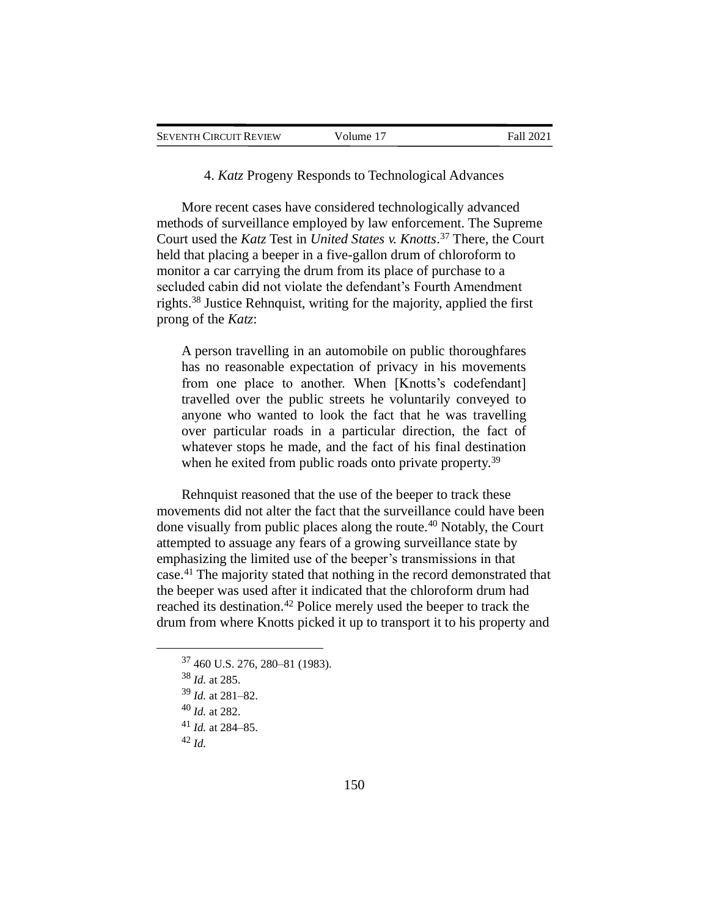### 4. *Katz* Progeny Responds to Technological Advances

More recent cases have considered technologically advanced methods of surveillance employed by law enforcement. The Supreme Court used the *Katz* Test in *United States v. Knotts*.[37] There, the Court held that placing a beeper in a five-gallon drum of chloroform to monitor a car carrying the drum from its place of purchase to a secluded cabin did not violate the defendant's Fourth Amendment rights.[38] Justice Rehnquist, writing for the majority, applied the first prong of the *Katz*:

> A person travelling in an automobile on public thoroughfares has no reasonable expectation of privacy in his movements from one place to another. When [Knotts's codefendant] travelled over the public streets he voluntarily conveyed to anyone who wanted to look the fact that he was travelling over particular roads in a particular direction, the fact of whatever stops he made, and the fact of his final destination when he exited from public roads onto private property.[39]

Rehnquist reasoned that the use of the beeper to track these movements did not alter the fact that the surveillance could have been done visually from public places along the route.[40] Notably, the Court attempted to assuage any fears of a growing surveillance state by emphasizing the limited use of the beeper's transmissions in that case.[41] The majority stated that nothing in the record demonstrated that the beeper was used after it indicated that the chloroform drum had reached its destination.[42] Police merely used the beeper to track the drum from where Knotts picked it up to transport it to his property and

---

[37] 460 U.S. 276, 280–81 (1983).

[38] *Id.* at 285.

[39] *Id.* at 281–82.

[40] *Id.* at 282.

[41] *Id.* at 284–85.

[42] *Id.*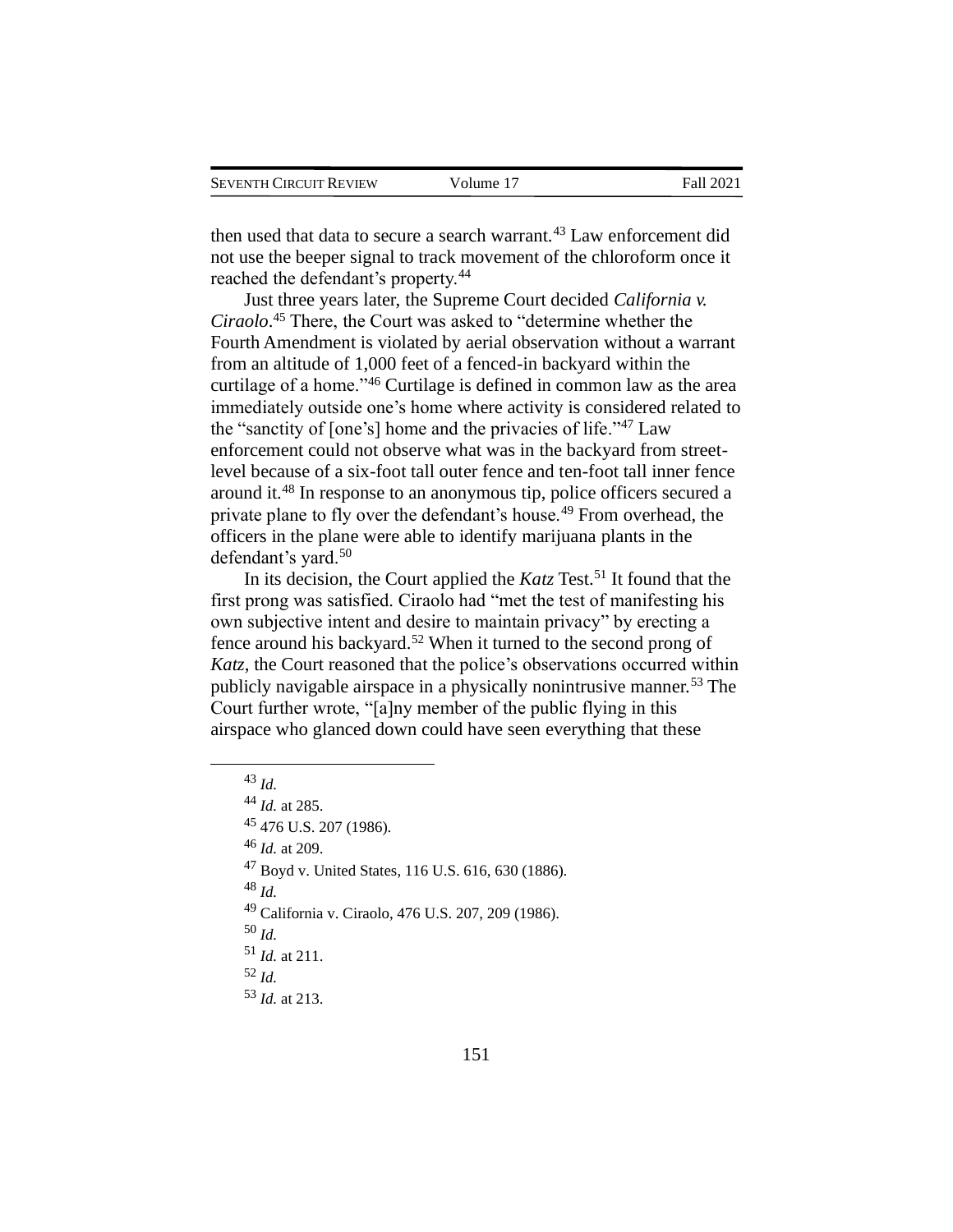then used that data to secure a search warrant.[43] Law enforcement did not use the beeper signal to track movement of the chloroform once it reached the defendant's property.[44]

Just three years later, the Supreme Court decided *California v. Ciraolo*.[45] There, the Court was asked to "determine whether the Fourth Amendment is violated by aerial observation without a warrant from an altitude of 1,000 feet of a fenced-in backyard within the curtilage of a home."[46] Curtilage is defined in common law as the area immediately outside one's home where activity is considered related to the "sanctity of [one's] home and the privacies of life."[47] Law enforcement could not observe what was in the backyard from street-level because of a six-foot tall outer fence and ten-foot tall inner fence around it.[48] In response to an anonymous tip, police officers secured a private plane to fly over the defendant's house.[49] From overhead, the officers in the plane were able to identify marijuana plants in the defendant's yard.[50]

In its decision, the Court applied the *Katz* Test.[51] It found that the first prong was satisfied. Ciraolo had "met the test of manifesting his own subjective intent and desire to maintain privacy" by erecting a fence around his backyard.[52] When it turned to the second prong of *Katz*, the Court reasoned that the police's observations occurred within publicly navigable airspace in a physically nonintrusive manner.[53] The Court further wrote, "[a]ny member of the public flying in this airspace who glanced down could have seen everything that these

---

[43] *Id.*

[44] *Id.* at 285.

[45] 476 U.S. 207 (1986).

[46] *Id.* at 209.

[47] Boyd v. United States, 116 U.S. 616, 630 (1886).

[48] *Id.*

[49] California v. Ciraolo, 476 U.S. 207, 209 (1986).

[50] *Id.*

[51] *Id.* at 211.

[52] *Id.*

[53] *Id.* at 213.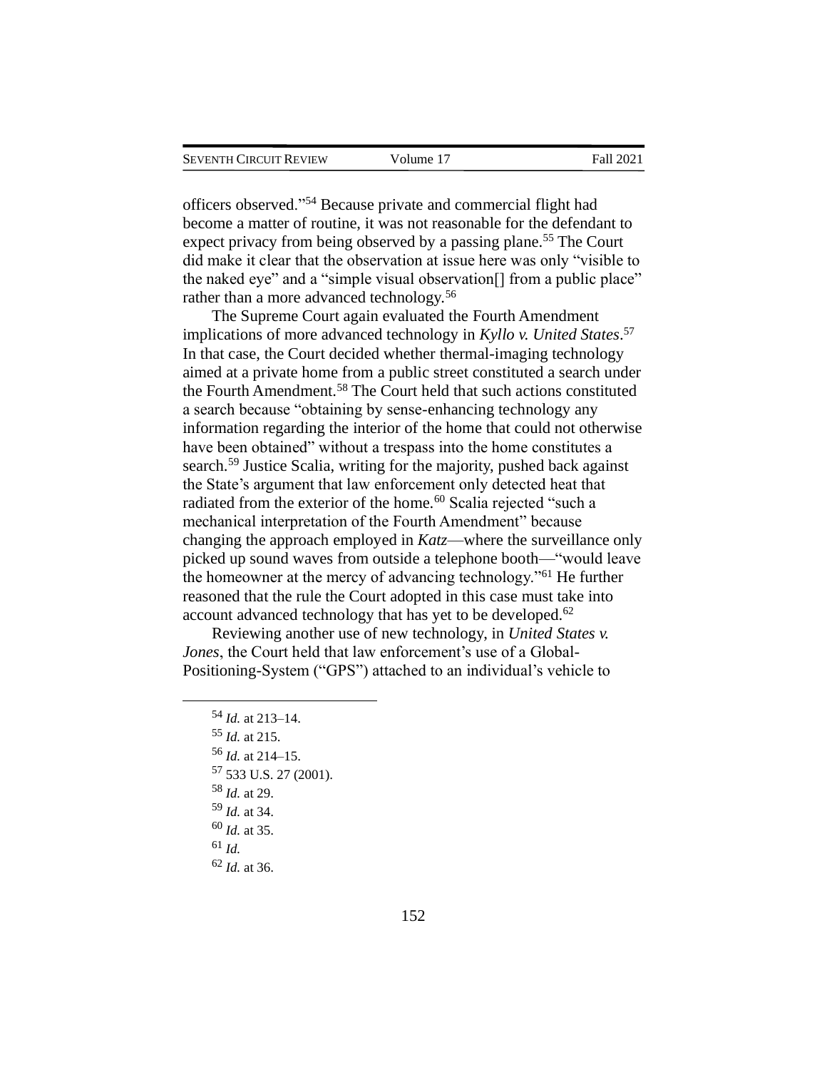officers observed."[54] Because private and commercial flight had become a matter of routine, it was not reasonable for the defendant to expect privacy from being observed by a passing plane.[55] The Court did make it clear that the observation at issue here was only "visible to the naked eye" and a "simple visual observation[] from a public place" rather than a more advanced technology.[56]

The Supreme Court again evaluated the Fourth Amendment implications of more advanced technology in *Kyllo v. United States*.[57] In that case, the Court decided whether thermal-imaging technology aimed at a private home from a public street constituted a search under the Fourth Amendment.[58] The Court held that such actions constituted a search because "obtaining by sense-enhancing technology any information regarding the interior of the home that could not otherwise have been obtained" without a trespass into the home constitutes a search.[59] Justice Scalia, writing for the majority, pushed back against the State's argument that law enforcement only detected heat that radiated from the exterior of the home.[60] Scalia rejected "such a mechanical interpretation of the Fourth Amendment" because changing the approach employed in *Katz*—where the surveillance only picked up sound waves from outside a telephone booth—"would leave the homeowner at the mercy of advancing technology."[61] He further reasoned that the rule the Court adopted in this case must take into account advanced technology that has yet to be developed.[62]

Reviewing another use of new technology, in *United States v. Jones*, the Court held that law enforcement's use of a Global-Positioning-System ("GPS") attached to an individual's vehicle to

---

[54] *Id.* at 213–14.

[55] *Id.* at 215.

[56] *Id.* at 214–15.

[57] 533 U.S. 27 (2001).

[58] *Id.* at 29.

[59] *Id.* at 34.

[60] *Id.* at 35.

[61] *Id.*

[62] *Id.* at 36.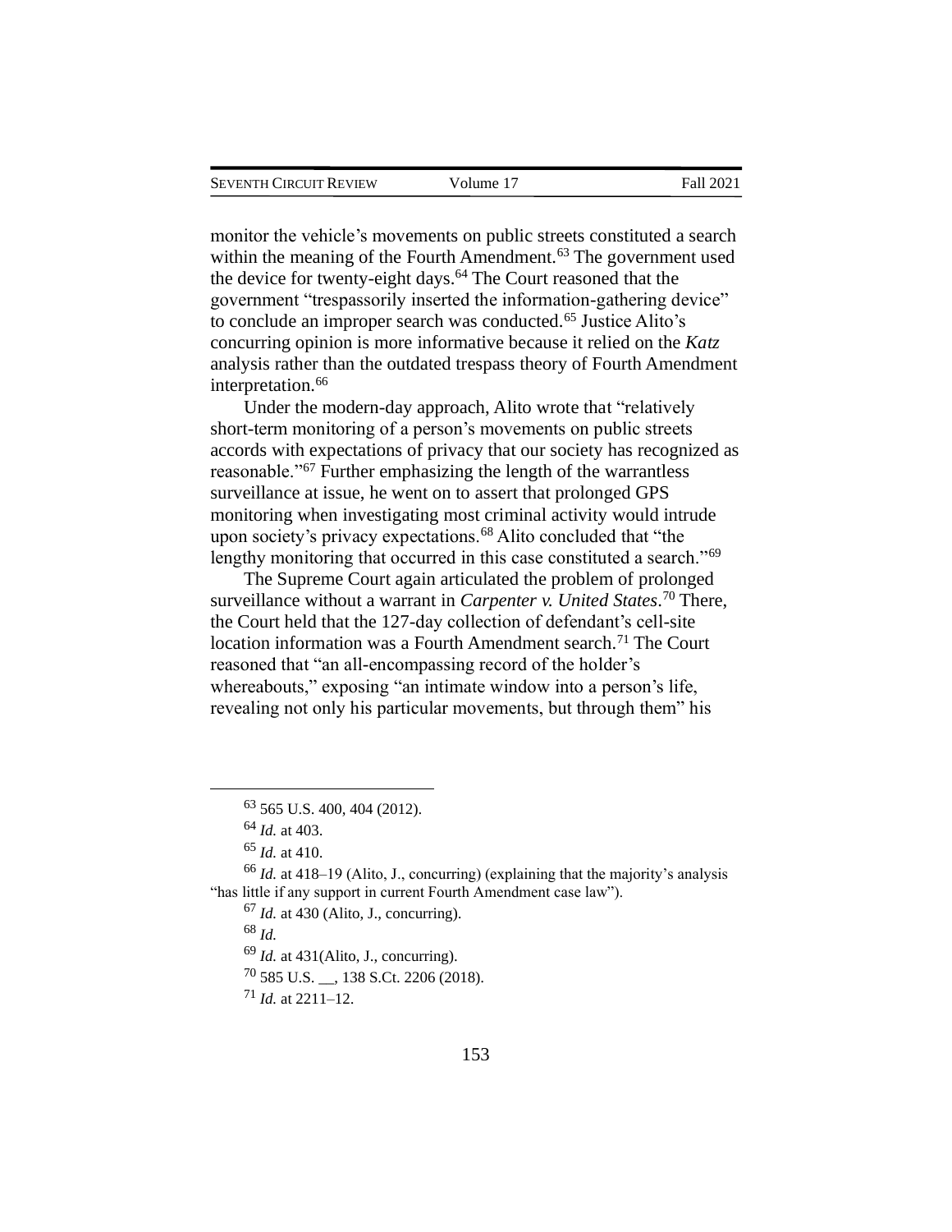monitor the vehicle's movements on public streets constituted a search within the meaning of the Fourth Amendment.[63] The government used the device for twenty-eight days.[64] The Court reasoned that the government "trespassorily inserted the information-gathering device" to conclude an improper search was conducted.[65] Justice Alito's concurring opinion is more informative because it relied on the *Katz* analysis rather than the outdated trespass theory of Fourth Amendment interpretation.[66]

Under the modern-day approach, Alito wrote that "relatively short-term monitoring of a person's movements on public streets accords with expectations of privacy that our society has recognized as reasonable."[67] Further emphasizing the length of the warrantless surveillance at issue, he went on to assert that prolonged GPS monitoring when investigating most criminal activity would intrude upon society's privacy expectations.[68] Alito concluded that "the lengthy monitoring that occurred in this case constituted a search."[69]

The Supreme Court again articulated the problem of prolonged surveillance without a warrant in *Carpenter v. United States*.[70] There, the Court held that the 127-day collection of defendant's cell-site location information was a Fourth Amendment search.[71] The Court reasoned that "an all-encompassing record of the holder's whereabouts," exposing "an intimate window into a person's life, revealing not only his particular movements, but through them" his

---

[63] 565 U.S. 400, 404 (2012).

[64] *Id.* at 403.

[65] *Id.* at 410.

[66] *Id.* at 418–19 (Alito, J., concurring) (explaining that the majority's analysis "has little if any support in current Fourth Amendment case law").

[67] *Id.* at 430 (Alito, J., concurring).

[68] *Id.*

[69] *Id.* at 431(Alito, J., concurring).

[70] 585 U.S. __, 138 S.Ct. 2206 (2018).

[71] *Id.* at 2211–12.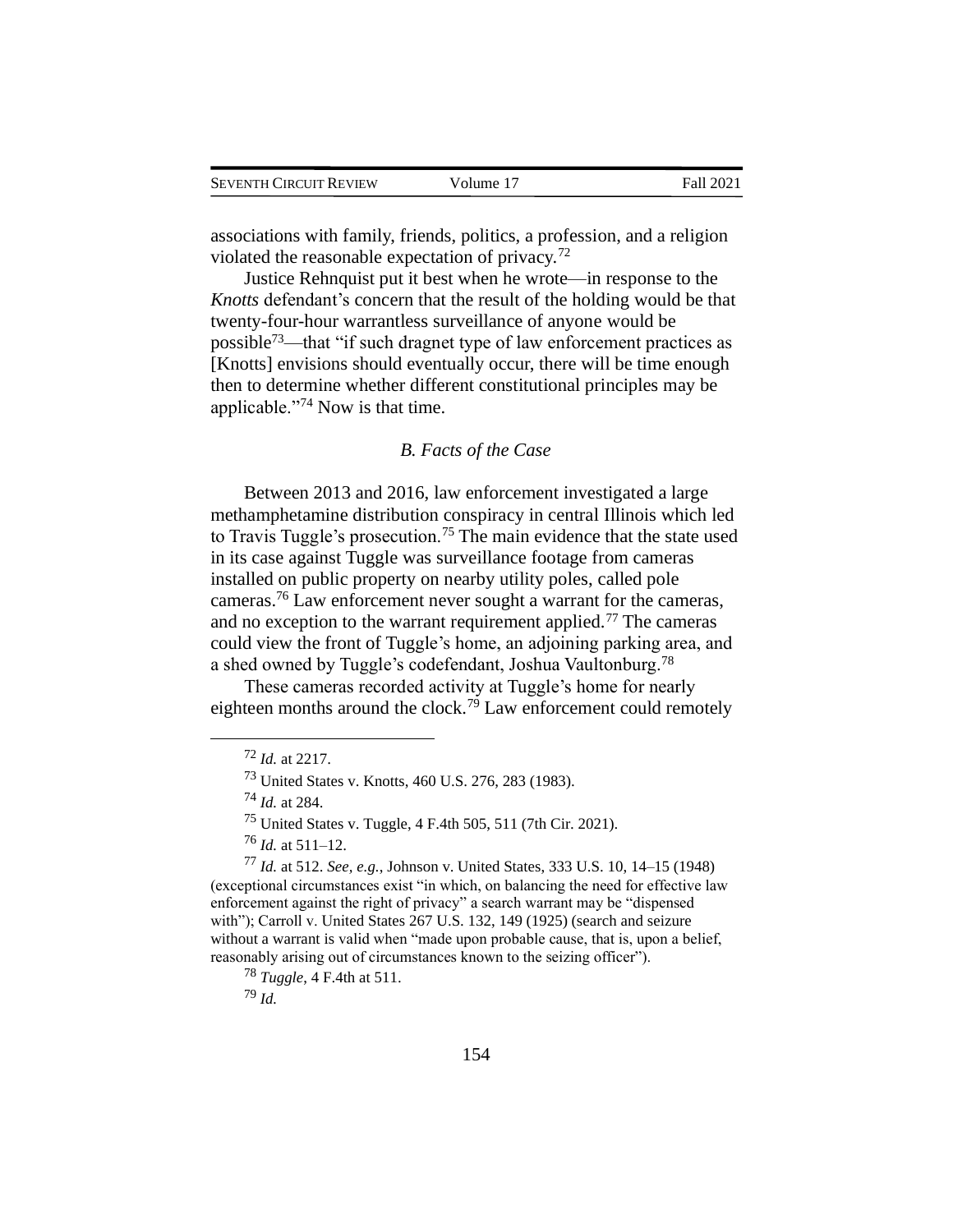associations with family, friends, politics, a profession, and a religion violated the reasonable expectation of privacy.[72]

Justice Rehnquist put it best when he wrote—in response to the *Knotts* defendant's concern that the result of the holding would be that twenty-four-hour warrantless surveillance of anyone would be possible[73]—that "if such dragnet type of law enforcement practices as [Knotts] envisions should eventually occur, there will be time enough then to determine whether different constitutional principles may be applicable."[74] Now is that time.

### *B. Facts of the Case*

Between 2013 and 2016, law enforcement investigated a large methamphetamine distribution conspiracy in central Illinois which led to Travis Tuggle's prosecution.[75] The main evidence that the state used in its case against Tuggle was surveillance footage from cameras installed on public property on nearby utility poles, called pole cameras.[76] Law enforcement never sought a warrant for the cameras, and no exception to the warrant requirement applied.[77] The cameras could view the front of Tuggle's home, an adjoining parking area, and a shed owned by Tuggle's codefendant, Joshua Vaultonburg.[78]

These cameras recorded activity at Tuggle's home for nearly eighteen months around the clock.[79] Law enforcement could remotely

---

[72] *Id.* at 2217.

[73] United States v. Knotts, 460 U.S. 276, 283 (1983).

[74] *Id.* at 284.

[75] United States v. Tuggle, 4 F.4th 505, 511 (7th Cir. 2021).

[76] *Id.* at 511–12.

[77] *Id.* at 512. *See, e.g.*, Johnson v. United States, 333 U.S. 10, 14–15 (1948) (exceptional circumstances exist "in which, on balancing the need for effective law enforcement against the right of privacy" a search warrant may be "dispensed with"); Carroll v. United States 267 U.S. 132, 149 (1925) (search and seizure without a warrant is valid when "made upon probable cause, that is, upon a belief, reasonably arising out of circumstances known to the seizing officer").

[78] *Tuggle*, 4 F.4th at 511.

[79] *Id.*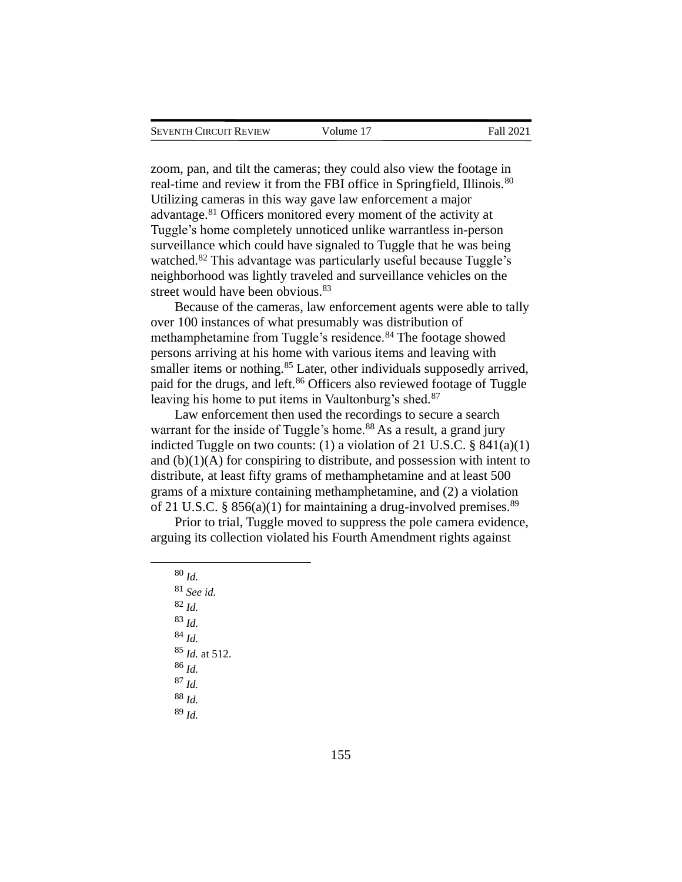zoom, pan, and tilt the cameras; they could also view the footage in real-time and review it from the FBI office in Springfield, Illinois.[80] Utilizing cameras in this way gave law enforcement a major advantage.[81] Officers monitored every moment of the activity at Tuggle's home completely unnoticed unlike warrantless in-person surveillance which could have signaled to Tuggle that he was being watched.[82] This advantage was particularly useful because Tuggle's neighborhood was lightly traveled and surveillance vehicles on the street would have been obvious.[83]

Because of the cameras, law enforcement agents were able to tally over 100 instances of what presumably was distribution of methamphetamine from Tuggle's residence.[84] The footage showed persons arriving at his home with various items and leaving with smaller items or nothing.[85] Later, other individuals supposedly arrived, paid for the drugs, and left.[86] Officers also reviewed footage of Tuggle leaving his home to put items in Vaultonburg's shed.[87]

Law enforcement then used the recordings to secure a search warrant for the inside of Tuggle's home.[88] As a result, a grand jury indicted Tuggle on two counts: (1) a violation of 21 U.S.C. § 841(a)(1) and (b)(1)(A) for conspiring to distribute, and possession with intent to distribute, at least fifty grams of methamphetamine and at least 500 grams of a mixture containing methamphetamine, and (2) a violation of 21 U.S.C. § 856(a)(1) for maintaining a drug-involved premises.[89]

Prior to trial, Tuggle moved to suppress the pole camera evidence, arguing its collection violated his Fourth Amendment rights against

---

[80] *Id.*

[81] *See id.*

[82] *Id.*

[83] *Id.*

[84] *Id.*

[85] *Id.* at 512.

[86] *Id.*

[87] *Id.*

[88] *Id.*

[89] *Id.*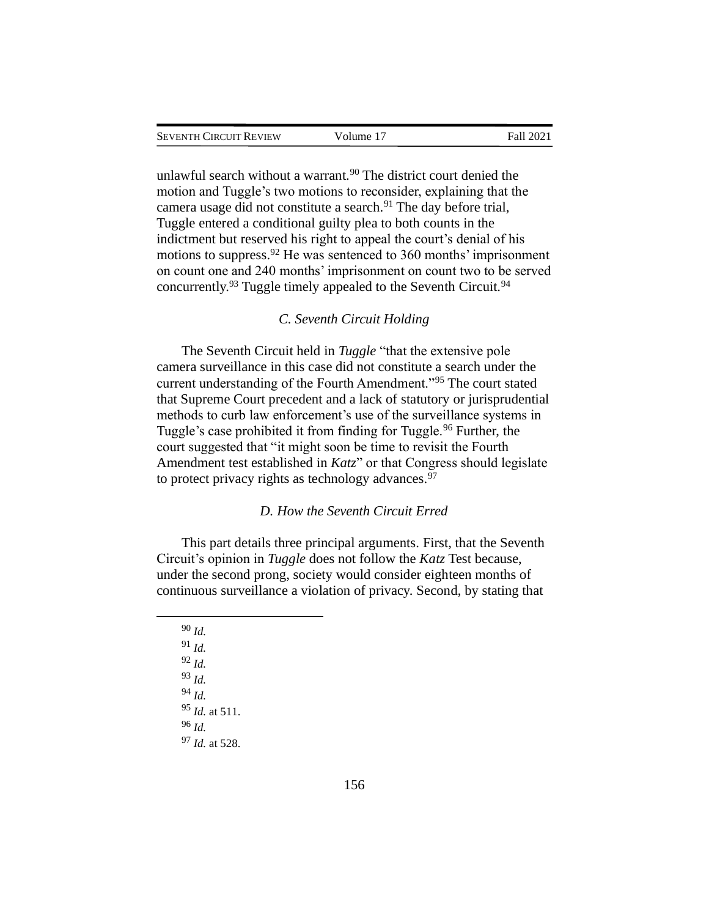unlawful search without a warrant.[90] The district court denied the motion and Tuggle's two motions to reconsider, explaining that the camera usage did not constitute a search.[91] The day before trial, Tuggle entered a conditional guilty plea to both counts in the indictment but reserved his right to appeal the court's denial of his motions to suppress.[92] He was sentenced to 360 months' imprisonment on count one and 240 months' imprisonment on count two to be served concurrently.[93] Tuggle timely appealed to the Seventh Circuit.[94]

### *C. Seventh Circuit Holding*

The Seventh Circuit held in *Tuggle* "that the extensive pole camera surveillance in this case did not constitute a search under the current understanding of the Fourth Amendment."[95] The court stated that Supreme Court precedent and a lack of statutory or jurisprudential methods to curb law enforcement's use of the surveillance systems in Tuggle's case prohibited it from finding for Tuggle.[96] Further, the court suggested that "it might soon be time to revisit the Fourth Amendment test established in *Katz*" or that Congress should legislate to protect privacy rights as technology advances.[97]

### *D. How the Seventh Circuit Erred*

This part details three principal arguments. First, that the Seventh Circuit's opinion in *Tuggle* does not follow the *Katz* Test because, under the second prong, society would consider eighteen months of continuous surveillance a violation of privacy. Second, by stating that

---

[90] *Id.*

[91] *Id.*

[92] *Id.*

[93] *Id.*

[94] *Id.*

[95] *Id.* at 511.

[96] *Id.*

[97] *Id.* at 528.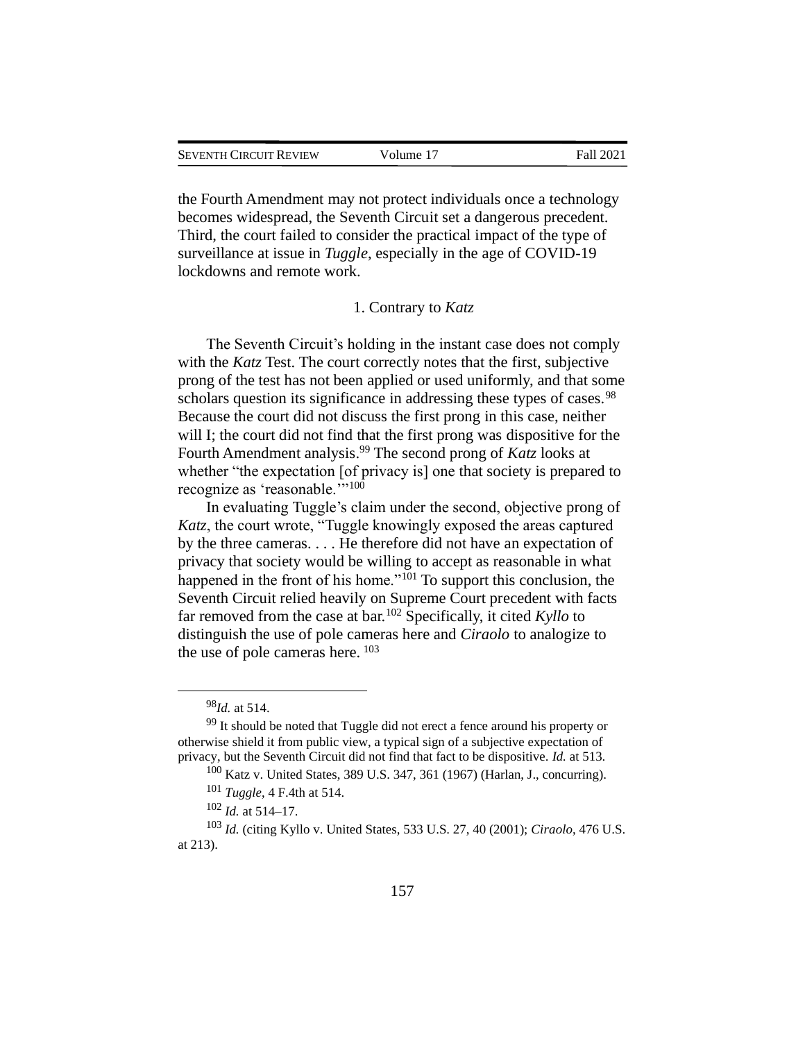the Fourth Amendment may not protect individuals once a technology becomes widespread, the Seventh Circuit set a dangerous precedent. Third, the court failed to consider the practical impact of the type of surveillance at issue in *Tuggle*, especially in the age of COVID-19 lockdowns and remote work.

### 1. Contrary to *Katz*

The Seventh Circuit's holding in the instant case does not comply with the *Katz* Test. The court correctly notes that the first, subjective prong of the test has not been applied or used uniformly, and that some scholars question its significance in addressing these types of cases.[98] Because the court did not discuss the first prong in this case, neither will I; the court did not find that the first prong was dispositive for the Fourth Amendment analysis.[99] The second prong of *Katz* looks at whether "the expectation [of privacy is] one that society is prepared to recognize as 'reasonable.'"[100]

In evaluating Tuggle's claim under the second, objective prong of *Katz*, the court wrote, "Tuggle knowingly exposed the areas captured by the three cameras. . . . He therefore did not have an expectation of privacy that society would be willing to accept as reasonable in what happened in the front of his home."[101] To support this conclusion, the Seventh Circuit relied heavily on Supreme Court precedent with facts far removed from the case at bar.[102] Specifically, it cited *Kyllo* to distinguish the use of pole cameras here and *Ciraolo* to analogize to the use of pole cameras here. [103]

---

[98] *Id.* at 514.

[99] It should be noted that Tuggle did not erect a fence around his property or otherwise shield it from public view, a typical sign of a subjective expectation of privacy, but the Seventh Circuit did not find that fact to be dispositive. *Id.* at 513.

[100] Katz v. United States, 389 U.S. 347, 361 (1967) (Harlan, J., concurring).

[101] *Tuggle*, 4 F.4th at 514.

[102] *Id.* at 514–17.

[103] *Id.* (citing Kyllo v. United States, 533 U.S. 27, 40 (2001); *Ciraolo*, 476 U.S. at 213).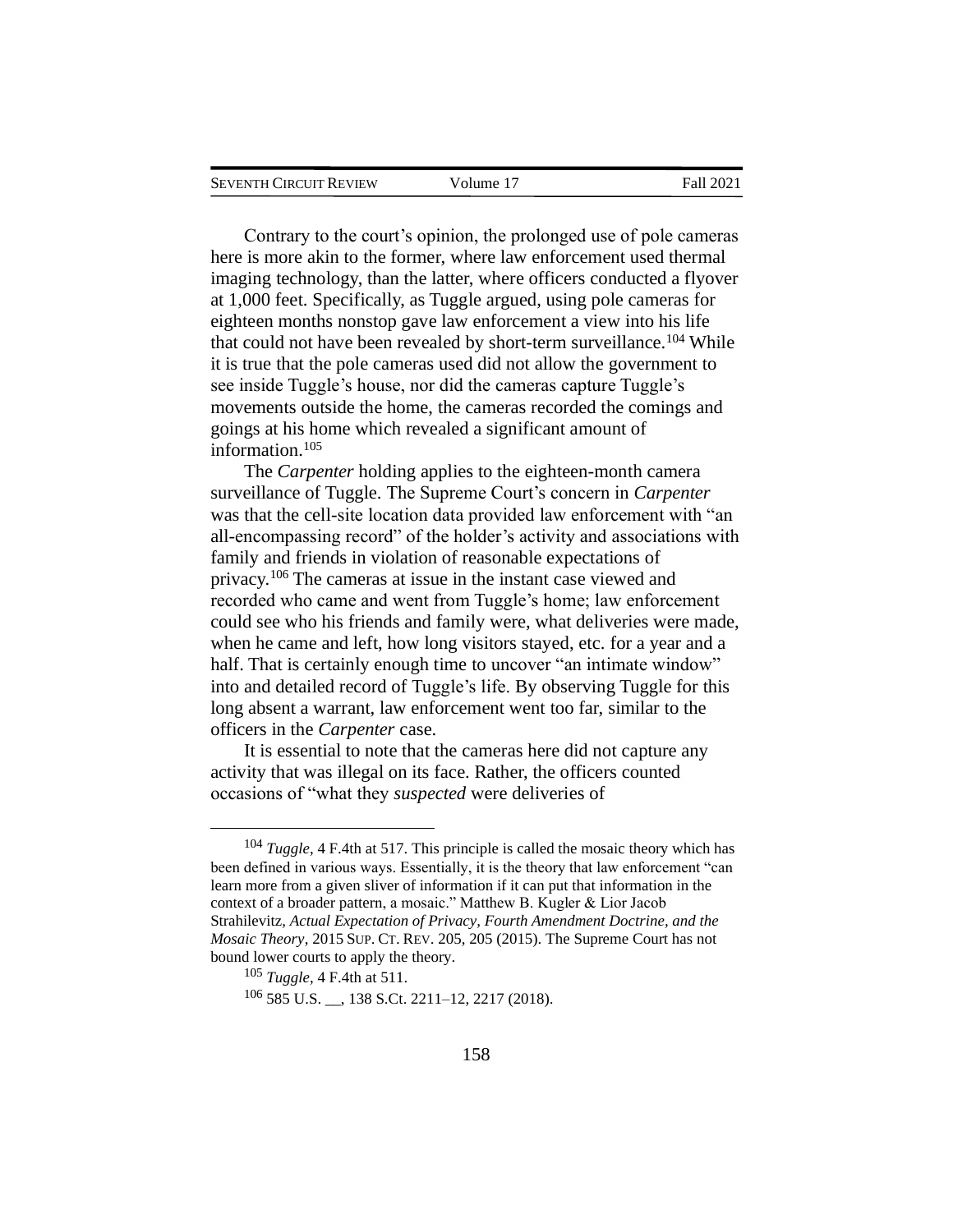Contrary to the court's opinion, the prolonged use of pole cameras here is more akin to the former, where law enforcement used thermal imaging technology, than the latter, where officers conducted a flyover at 1,000 feet. Specifically, as Tuggle argued, using pole cameras for eighteen months nonstop gave law enforcement a view into his life that could not have been revealed by short-term surveillance.[104] While it is true that the pole cameras used did not allow the government to see inside Tuggle's house, nor did the cameras capture Tuggle's movements outside the home, the cameras recorded the comings and goings at his home which revealed a significant amount of information.[105]

The *Carpenter* holding applies to the eighteen-month camera surveillance of Tuggle. The Supreme Court's concern in *Carpenter* was that the cell-site location data provided law enforcement with "an all-encompassing record" of the holder's activity and associations with family and friends in violation of reasonable expectations of privacy.[106] The cameras at issue in the instant case viewed and recorded who came and went from Tuggle's home; law enforcement could see who his friends and family were, what deliveries were made, when he came and left, how long visitors stayed, etc. for a year and a half. That is certainly enough time to uncover "an intimate window" into and detailed record of Tuggle's life. By observing Tuggle for this long absent a warrant, law enforcement went too far, similar to the officers in the *Carpenter* case.

It is essential to note that the cameras here did not capture any activity that was illegal on its face. Rather, the officers counted occasions of "what they *suspected* were deliveries of

---

[104] *Tuggle*, 4 F.4th at 517. This principle is called the mosaic theory which has been defined in various ways. Essentially, it is the theory that law enforcement "can learn more from a given sliver of information if it can put that information in the context of a broader pattern, a mosaic." Matthew B. Kugler & Lior Jacob Strahilevitz, *Actual Expectation of Privacy, Fourth Amendment Doctrine, and the Mosaic Theory*, 2015 SUP. CT. REV. 205, 205 (2015). The Supreme Court has not bound lower courts to apply the theory.

[105] *Tuggle*, 4 F.4th at 511.

[106] 585 U.S. __, 138 S.Ct. 2211–12, 2217 (2018).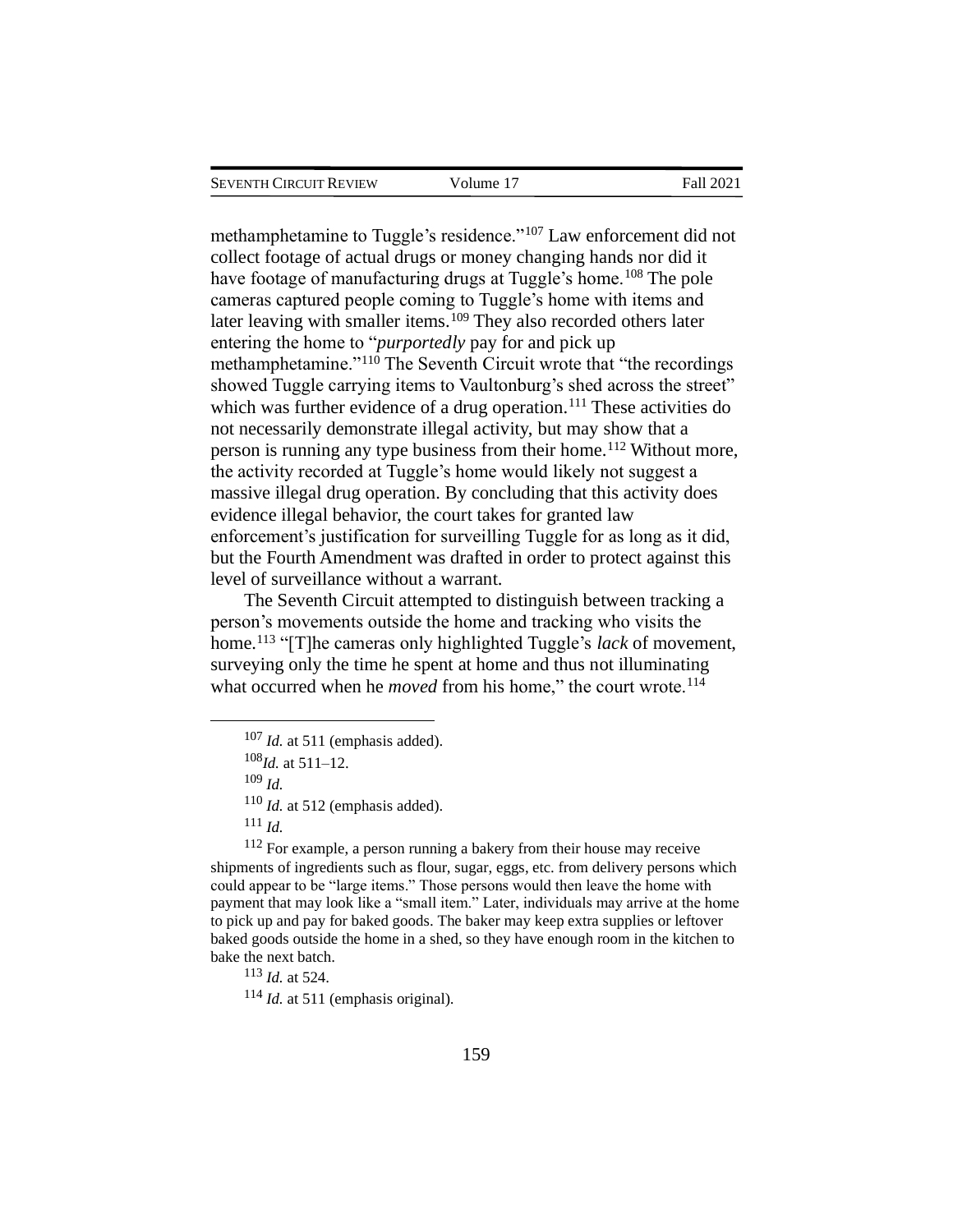methamphetamine to Tuggle's residence."[107] Law enforcement did not collect footage of actual drugs or money changing hands nor did it have footage of manufacturing drugs at Tuggle's home.[108] The pole cameras captured people coming to Tuggle's home with items and later leaving with smaller items.[109] They also recorded others later entering the home to "*purportedly* pay for and pick up methamphetamine."[110] The Seventh Circuit wrote that "the recordings showed Tuggle carrying items to Vaultonburg's shed across the street" which was further evidence of a drug operation.[111] These activities do not necessarily demonstrate illegal activity, but may show that a person is running any type business from their home.[112] Without more, the activity recorded at Tuggle's home would likely not suggest a massive illegal drug operation. By concluding that this activity does evidence illegal behavior, the court takes for granted law enforcement's justification for surveilling Tuggle for as long as it did, but the Fourth Amendment was drafted in order to protect against this level of surveillance without a warrant.

The Seventh Circuit attempted to distinguish between tracking a person's movements outside the home and tracking who visits the home.[113] "[T]he cameras only highlighted Tuggle's *lack* of movement, surveying only the time he spent at home and thus not illuminating what occurred when he *moved* from his home," the court wrote.[114]

---

[107] *Id.* at 511 (emphasis added).

[108] *Id.* at 511–12.

[109] *Id.*

[110] *Id.* at 512 (emphasis added).

[111] *Id.*

[112] For example, a person running a bakery from their house may receive shipments of ingredients such as flour, sugar, eggs, etc. from delivery persons which could appear to be "large items." Those persons would then leave the home with payment that may look like a "small item." Later, individuals may arrive at the home to pick up and pay for baked goods. The baker may keep extra supplies or leftover baked goods outside the home in a shed, so they have enough room in the kitchen to bake the next batch.

[113] *Id.* at 524.

[114] *Id.* at 511 (emphasis original).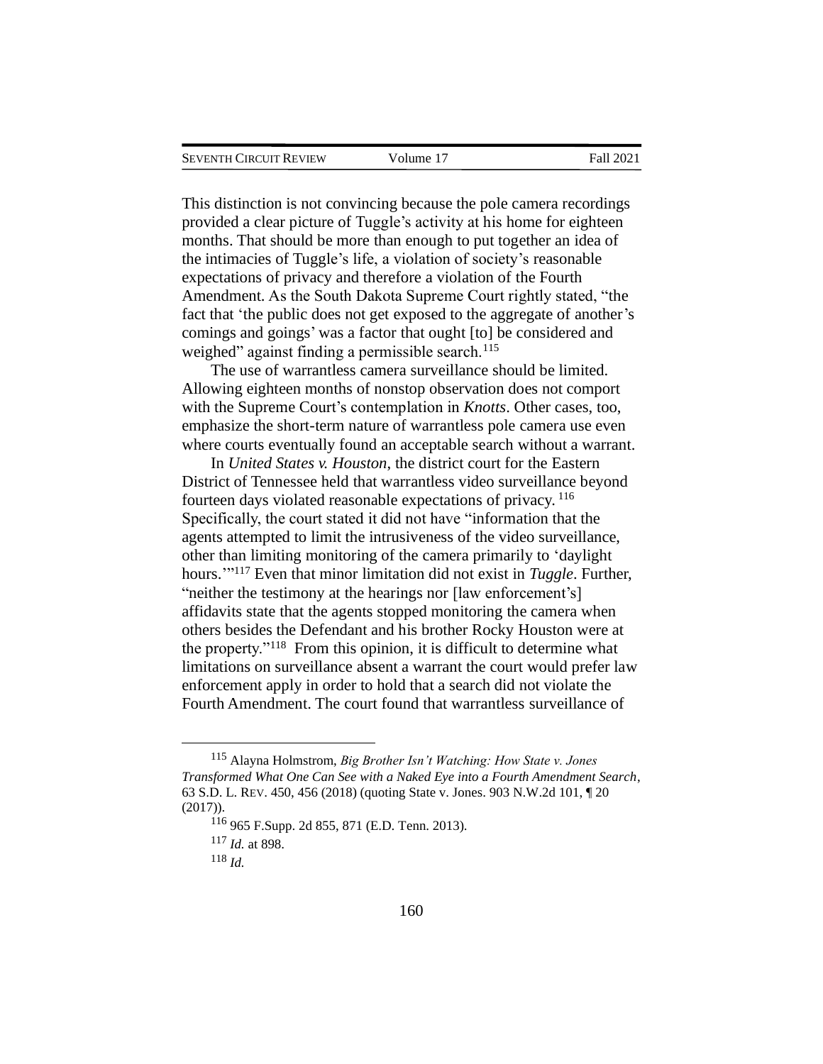This distinction is not convincing because the pole camera recordings provided a clear picture of Tuggle's activity at his home for eighteen months. That should be more than enough to put together an idea of the intimacies of Tuggle's life, a violation of society's reasonable expectations of privacy and therefore a violation of the Fourth Amendment. As the South Dakota Supreme Court rightly stated, "the fact that 'the public does not get exposed to the aggregate of another's comings and goings' was a factor that ought [to] be considered and weighed" against finding a permissible search.[115]

The use of warrantless camera surveillance should be limited. Allowing eighteen months of nonstop observation does not comport with the Supreme Court's contemplation in *Knotts*. Other cases, too, emphasize the short-term nature of warrantless pole camera use even where courts eventually found an acceptable search without a warrant.

In *United States v. Houston*, the district court for the Eastern District of Tennessee held that warrantless video surveillance beyond fourteen days violated reasonable expectations of privacy.[116] Specifically, the court stated it did not have "information that the agents attempted to limit the intrusiveness of the video surveillance, other than limiting monitoring of the camera primarily to 'daylight hours.'"[117] Even that minor limitation did not exist in *Tuggle*. Further, "neither the testimony at the hearings nor [law enforcement's] affidavits state that the agents stopped monitoring the camera when others besides the Defendant and his brother Rocky Houston were at the property."[118] From this opinion, it is difficult to determine what limitations on surveillance absent a warrant the court would prefer law enforcement apply in order to hold that a search did not violate the Fourth Amendment. The court found that warrantless surveillance of

---

[115] Alayna Holmstrom, *Big Brother Isn't Watching: How State v. Jones Transformed What One Can See with a Naked Eye into a Fourth Amendment Search*, 63 S.D. L. REV. 450, 456 (2018) (quoting State v. Jones. 903 N.W.2d 101, ¶ 20 (2017)).

[116] 965 F.Supp. 2d 855, 871 (E.D. Tenn. 2013).

[117] *Id.* at 898.

[118] *Id.*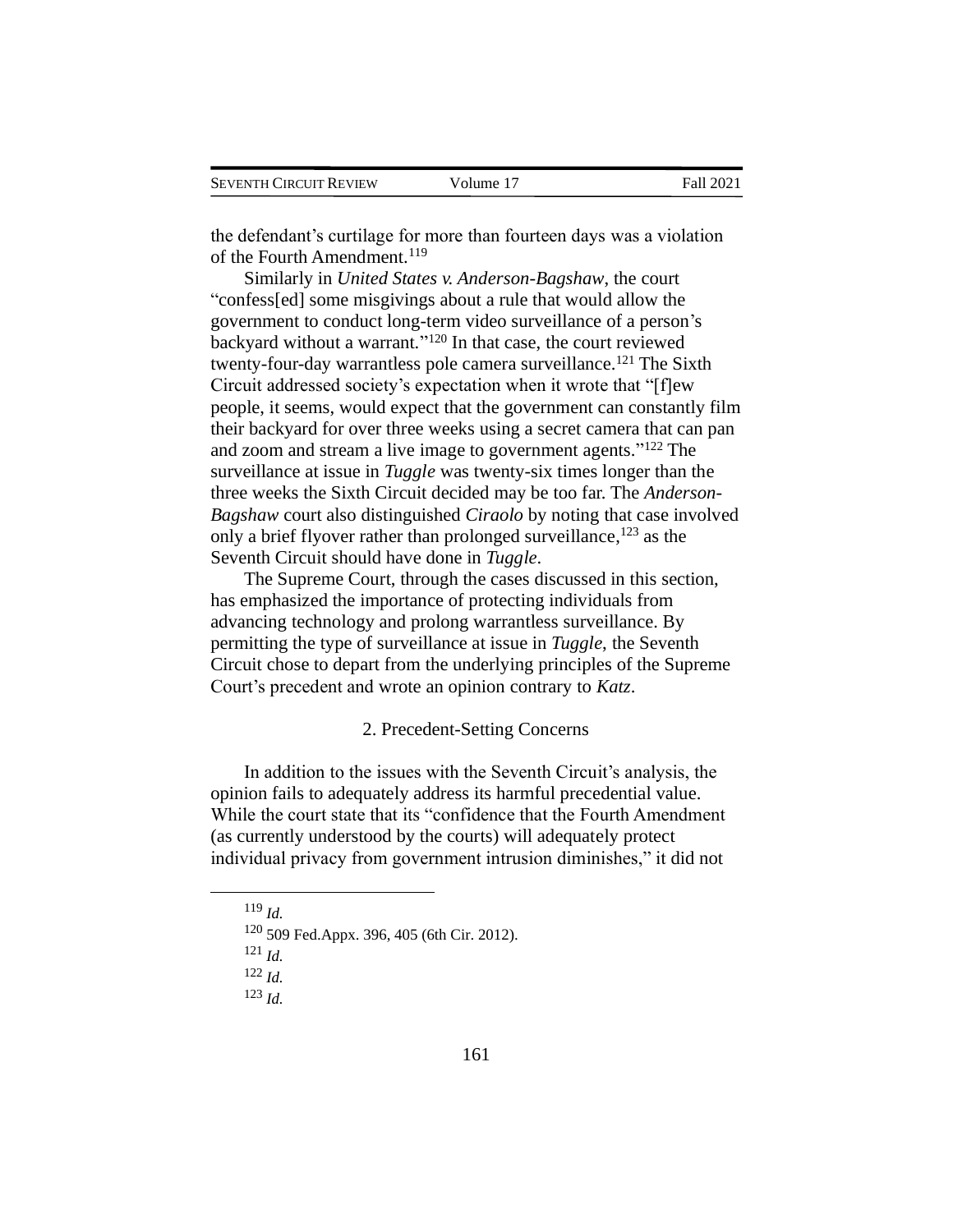the defendant's curtilage for more than fourteen days was a violation of the Fourth Amendment.[119]

Similarly in *United States v. Anderson-Bagshaw*, the court "confess[ed] some misgivings about a rule that would allow the government to conduct long-term video surveillance of a person's backyard without a warrant."[120] In that case, the court reviewed twenty-four-day warrantless pole camera surveillance.[121] The Sixth Circuit addressed society's expectation when it wrote that "[f]ew people, it seems, would expect that the government can constantly film their backyard for over three weeks using a secret camera that can pan and zoom and stream a live image to government agents."[122] The surveillance at issue in *Tuggle* was twenty-six times longer than the three weeks the Sixth Circuit decided may be too far. The *Anderson-Bagshaw* court also distinguished *Ciraolo* by noting that case involved only a brief flyover rather than prolonged surveillance,[123] as the Seventh Circuit should have done in *Tuggle*.

The Supreme Court, through the cases discussed in this section, has emphasized the importance of protecting individuals from advancing technology and prolong warrantless surveillance. By permitting the type of surveillance at issue in *Tuggle*, the Seventh Circuit chose to depart from the underlying principles of the Supreme Court's precedent and wrote an opinion contrary to *Katz*.

### 2. Precedent-Setting Concerns

In addition to the issues with the Seventh Circuit's analysis, the opinion fails to adequately address its harmful precedential value. While the court state that its "confidence that the Fourth Amendment (as currently understood by the courts) will adequately protect individual privacy from government intrusion diminishes," it did not

---

[119] *Id.*

[120] 509 Fed.Appx. 396, 405 (6th Cir. 2012).

[121] *Id.*

[122] *Id.*

[123] *Id.*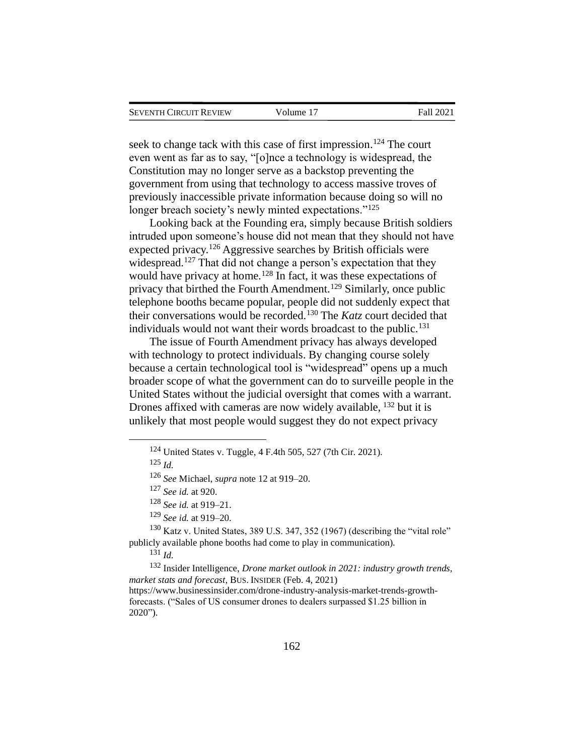seek to change tack with this case of first impression.[124] The court even went as far as to say, "[o]nce a technology is widespread, the Constitution may no longer serve as a backstop preventing the government from using that technology to access massive troves of previously inaccessible private information because doing so will no longer breach society's newly minted expectations."[125]

Looking back at the Founding era, simply because British soldiers intruded upon someone's house did not mean that they should not have expected privacy.[126] Aggressive searches by British officials were widespread.[127] That did not change a person's expectation that they would have privacy at home.[128] In fact, it was these expectations of privacy that birthed the Fourth Amendment.[129] Similarly, once public telephone booths became popular, people did not suddenly expect that their conversations would be recorded.[130] The *Katz* court decided that individuals would not want their words broadcast to the public.[131]

The issue of Fourth Amendment privacy has always developed with technology to protect individuals. By changing course solely because a certain technological tool is "widespread" opens up a much broader scope of what the government can do to surveille people in the United States without the judicial oversight that comes with a warrant. Drones affixed with cameras are now widely available, [132] but it is unlikely that most people would suggest they do not expect privacy

---

[124] United States v. Tuggle, 4 F.4th 505, 527 (7th Cir. 2021).

[125] *Id.*

[126] *See* Michael, *supra* note 12 at 919–20.

[127] *See id.* at 920.

[128] *See id.* at 919–21.

[129] *See id.* at 919–20.

[130] Katz v. United States, 389 U.S. 347, 352 (1967) (describing the "vital role" publicly available phone booths had come to play in communication).

[131] *Id.*

[132] Insider Intelligence, *Drone market outlook in 2021: industry growth trends, market stats and forecast*, BUS. INSIDER (Feb. 4, 2021) https://www.businessinsider.com/drone-industry-analysis-market-trends-growth-forecasts. ("Sales of US consumer drones to dealers surpassed $1.25 billion in 2020").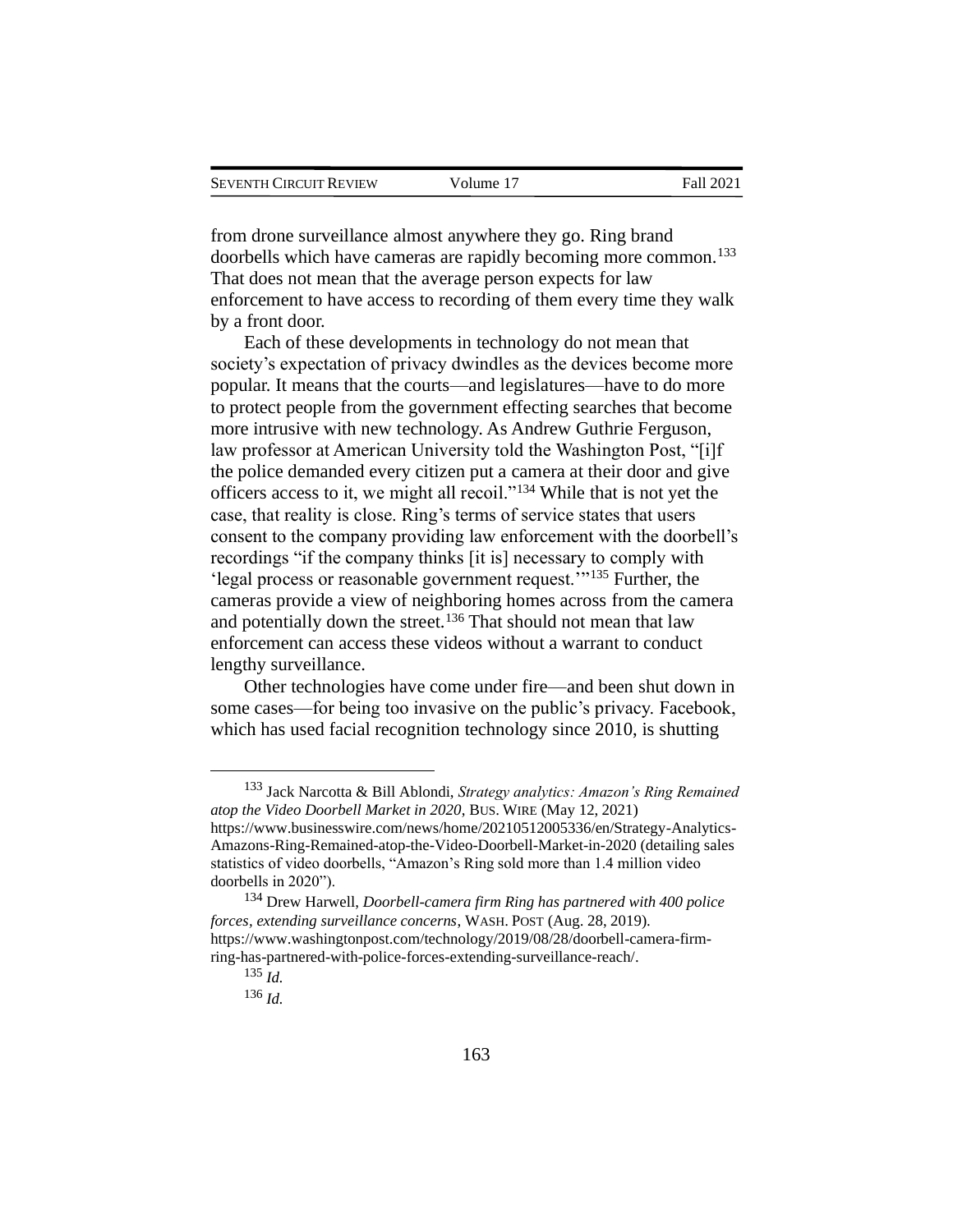from drone surveillance almost anywhere they go. Ring brand doorbells which have cameras are rapidly becoming more common.[133] That does not mean that the average person expects for law enforcement to have access to recording of them every time they walk by a front door.

Each of these developments in technology do not mean that society's expectation of privacy dwindles as the devices become more popular. It means that the courts—and legislatures—have to do more to protect people from the government effecting searches that become more intrusive with new technology. As Andrew Guthrie Ferguson, law professor at American University told the Washington Post, "[i]f the police demanded every citizen put a camera at their door and give officers access to it, we might all recoil."[134] While that is not yet the case, that reality is close. Ring's terms of service states that users consent to the company providing law enforcement with the doorbell's recordings "if the company thinks [it is] necessary to comply with 'legal process or reasonable government request.'"[135] Further, the cameras provide a view of neighboring homes across from the camera and potentially down the street.[136] That should not mean that law enforcement can access these videos without a warrant to conduct lengthy surveillance.

Other technologies have come under fire—and been shut down in some cases—for being too invasive on the public's privacy. Facebook, which has used facial recognition technology since 2010, is shutting

---

[133] Jack Narcotta & Bill Ablondi, *Strategy analytics: Amazon's Ring Remained atop the Video Doorbell Market in 2020*, BUS. WIRE (May 12, 2021) https://www.businesswire.com/news/home/20210512005336/en/Strategy-Analytics-Amazons-Ring-Remained-atop-the-Video-Doorbell-Market-in-2020 (detailing sales statistics of video doorbells, "Amazon's Ring sold more than 1.4 million video doorbells in 2020").

[134] Drew Harwell, *Doorbell-camera firm Ring has partnered with 400 police forces, extending surveillance concerns*, WASH. POST (Aug. 28, 2019). https://www.washingtonpost.com/technology/2019/08/28/doorbell-camera-firm-ring-has-partnered-with-police-forces-extending-surveillance-reach/.

[135] *Id.*

[136] *Id.*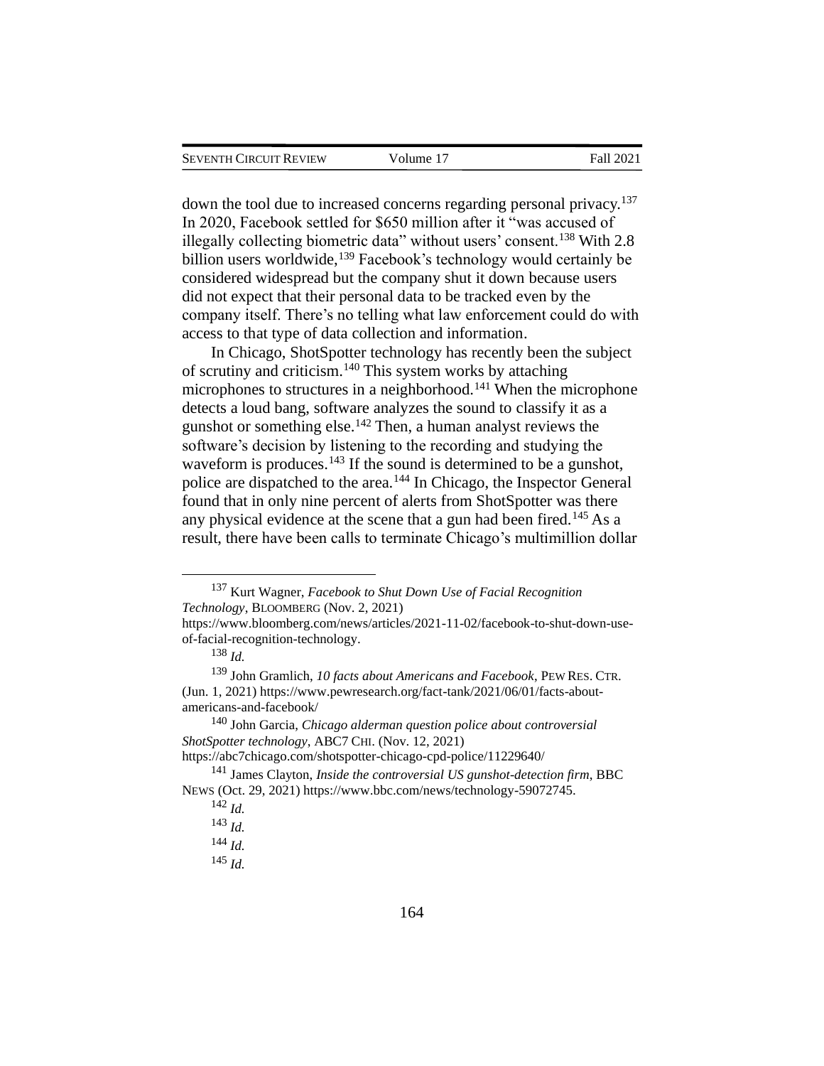down the tool due to increased concerns regarding personal privacy.[137] In 2020, Facebook settled for $650 million after it "was accused of illegally collecting biometric data" without users' consent.[138] With 2.8 billion users worldwide,[139] Facebook's technology would certainly be considered widespread but the company shut it down because users did not expect that their personal data to be tracked even by the company itself. There's no telling what law enforcement could do with access to that type of data collection and information.

In Chicago, ShotSpotter technology has recently been the subject of scrutiny and criticism.[140] This system works by attaching microphones to structures in a neighborhood.[141] When the microphone detects a loud bang, software analyzes the sound to classify it as a gunshot or something else.[142] Then, a human analyst reviews the software's decision by listening to the recording and studying the waveform is produces.[143] If the sound is determined to be a gunshot, police are dispatched to the area.[144] In Chicago, the Inspector General found that in only nine percent of alerts from ShotSpotter was there any physical evidence at the scene that a gun had been fired.[145] As a result, there have been calls to terminate Chicago's multimillion dollar

---

[137] Kurt Wagner, *Facebook to Shut Down Use of Facial Recognition Technology*, BLOOMBERG (Nov. 2, 2021) https://www.bloomberg.com/news/articles/2021-11-02/facebook-to-shut-down-use-of-facial-recognition-technology.

[138] *Id.*

[139] John Gramlich, *10 facts about Americans and Facebook*, PEW RES. CTR. (Jun. 1, 2021) https://www.pewresearch.org/fact-tank/2021/06/01/facts-about-americans-and-facebook/

[140] John Garcia, *Chicago alderman question police about controversial ShotSpotter technology*, ABC7 CHI. (Nov. 12, 2021) https://abc7chicago.com/shotspotter-chicago-cpd-police/11229640/

[141] James Clayton, *Inside the controversial US gunshot-detection firm*, BBC NEWS (Oct. 29, 2021) https://www.bbc.com/news/technology-59072745.

[142] *Id.*

[143] *Id.*

[144] *Id.*

[145] *Id.*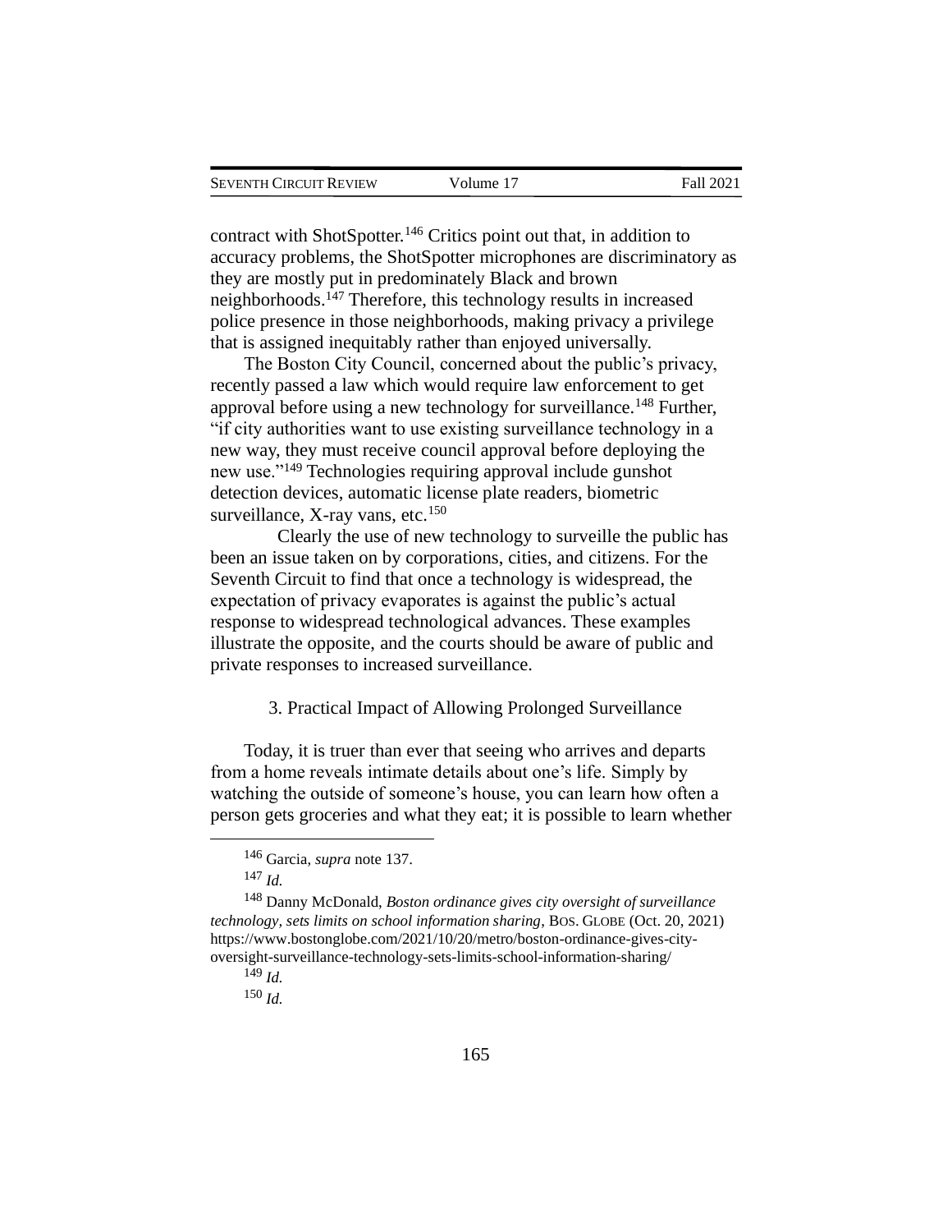contract with ShotSpotter.[146] Critics point out that, in addition to accuracy problems, the ShotSpotter microphones are discriminatory as they are mostly put in predominately Black and brown neighborhoods.[147] Therefore, this technology results in increased police presence in those neighborhoods, making privacy a privilege that is assigned inequitably rather than enjoyed universally.

The Boston City Council, concerned about the public's privacy, recently passed a law which would require law enforcement to get approval before using a new technology for surveillance.[148] Further, "if city authorities want to use existing surveillance technology in a new way, they must receive council approval before deploying the new use."[149] Technologies requiring approval include gunshot detection devices, automatic license plate readers, biometric surveillance, X-ray vans, etc.[150]

Clearly the use of new technology to surveille the public has been an issue taken on by corporations, cities, and citizens. For the Seventh Circuit to find that once a technology is widespread, the expectation of privacy evaporates is against the public's actual response to widespread technological advances. These examples illustrate the opposite, and the courts should be aware of public and private responses to increased surveillance.

### 3. Practical Impact of Allowing Prolonged Surveillance

Today, it is truer than ever that seeing who arrives and departs from a home reveals intimate details about one's life. Simply by watching the outside of someone's house, you can learn how often a person gets groceries and what they eat; it is possible to learn whether

---

[146] Garcia, *supra* note 137.

[147] *Id.*

[148] Danny McDonald, *Boston ordinance gives city oversight of surveillance technology, sets limits on school information sharing*, BOS. GLOBE (Oct. 20, 2021) https://www.bostonglobe.com/2021/10/20/metro/boston-ordinance-gives-city-oversight-surveillance-technology-sets-limits-school-information-sharing/

[149] *Id.*

[150] *Id.*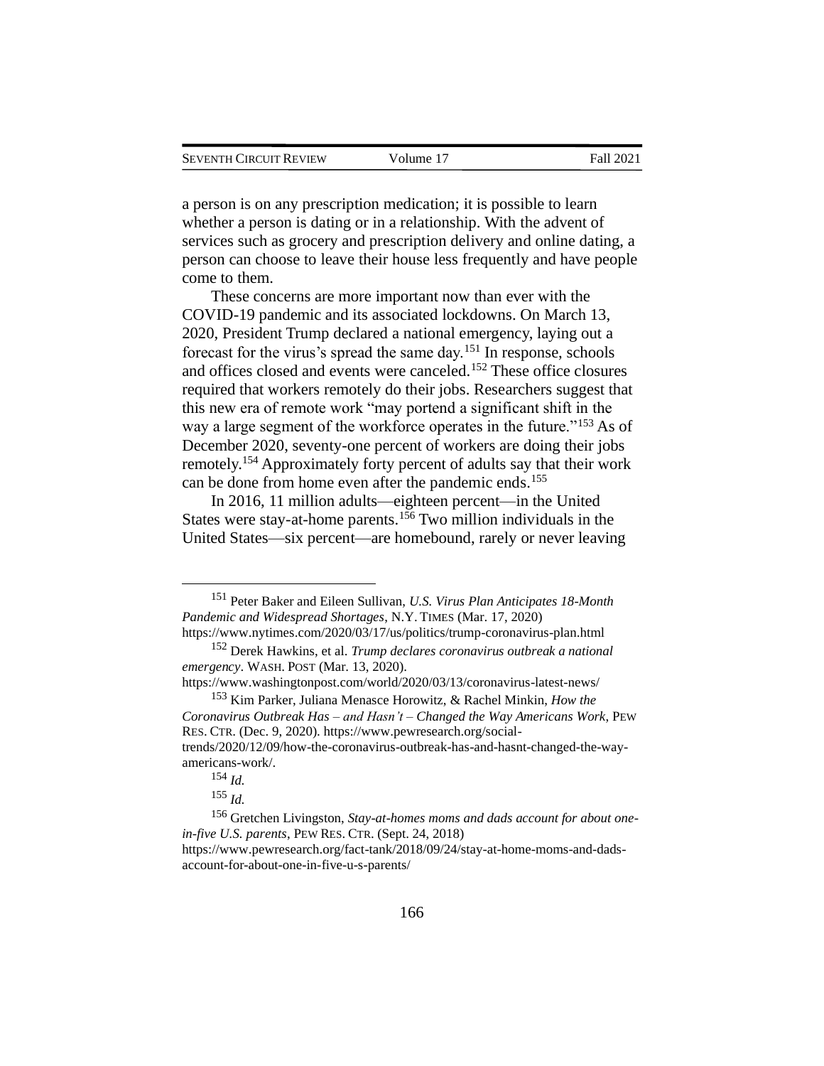a person is on any prescription medication; it is possible to learn whether a person is dating or in a relationship. With the advent of services such as grocery and prescription delivery and online dating, a person can choose to leave their house less frequently and have people come to them.

These concerns are more important now than ever with the COVID-19 pandemic and its associated lockdowns. On March 13, 2020, President Trump declared a national emergency, laying out a forecast for the virus's spread the same day.[151] In response, schools and offices closed and events were canceled.[152] These office closures required that workers remotely do their jobs. Researchers suggest that this new era of remote work "may portend a significant shift in the way a large segment of the workforce operates in the future."[153] As of December 2020, seventy-one percent of workers are doing their jobs remotely.[154] Approximately forty percent of adults say that their work can be done from home even after the pandemic ends.[155]

In 2016, 11 million adults—eighteen percent—in the United States were stay-at-home parents.[156] Two million individuals in the United States—six percent—are homebound, rarely or never leaving

---

[151] Peter Baker and Eileen Sullivan, *U.S. Virus Plan Anticipates 18-Month Pandemic and Widespread Shortages*, N.Y. TIMES (Mar. 17, 2020) https://www.nytimes.com/2020/03/17/us/politics/trump-coronavirus-plan.html

[152] Derek Hawkins, et al. *Trump declares coronavirus outbreak a national emergency*. WASH. POST (Mar. 13, 2020). https://www.washingtonpost.com/world/2020/03/13/coronavirus-latest-news/

[153] Kim Parker, Juliana Menasce Horowitz, & Rachel Minkin, *How the Coronavirus Outbreak Has – and Hasn't – Changed the Way Americans Work*, PEW RES. CTR. (Dec. 9, 2020). https://www.pewresearch.org/social-trends/2020/12/09/how-the-coronavirus-outbreak-has-and-hasnt-changed-the-way-americans-work/.

[154] *Id.*

[155] *Id.*

[156] Gretchen Livingston, *Stay-at-homes moms and dads account for about one-in-five U.S. parents*, PEW RES. CTR. (Sept. 24, 2018) https://www.pewresearch.org/fact-tank/2018/09/24/stay-at-home-moms-and-dads-account-for-about-one-in-five-u-s-parents/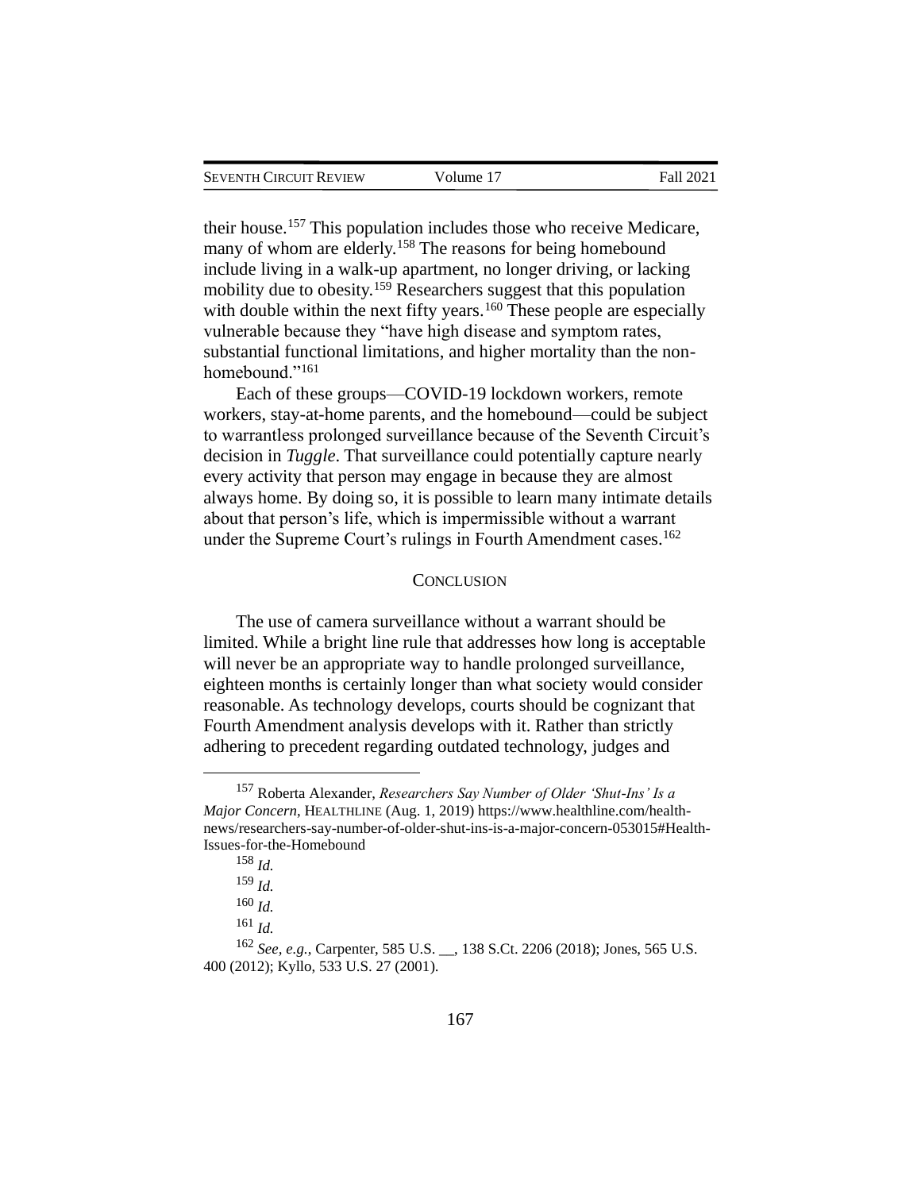their house.[157] This population includes those who receive Medicare, many of whom are elderly.[158] The reasons for being homebound include living in a walk-up apartment, no longer driving, or lacking mobility due to obesity.[159] Researchers suggest that this population with double within the next fifty years.[160] These people are especially vulnerable because they "have high disease and symptom rates, substantial functional limitations, and higher mortality than the non-homebound."[161]

Each of these groups—COVID-19 lockdown workers, remote workers, stay-at-home parents, and the homebound—could be subject to warrantless prolonged surveillance because of the Seventh Circuit's decision in *Tuggle*. That surveillance could potentially capture nearly every activity that person may engage in because they are almost always home. By doing so, it is possible to learn many intimate details about that person's life, which is impermissible without a warrant under the Supreme Court's rulings in Fourth Amendment cases.[162]

## CONCLUSION

The use of camera surveillance without a warrant should be limited. While a bright line rule that addresses how long is acceptable will never be an appropriate way to handle prolonged surveillance, eighteen months is certainly longer than what society would consider reasonable. As technology develops, courts should be cognizant that Fourth Amendment analysis develops with it. Rather than strictly adhering to precedent regarding outdated technology, judges and

---

[157] Roberta Alexander, *Researchers Say Number of Older 'Shut-Ins' Is a Major Concern*, HEALTHLINE (Aug. 1, 2019) https://www.healthline.com/health-news/researchers-say-number-of-older-shut-ins-is-a-major-concern-053015#Health-Issues-for-the-Homebound

[158] *Id.*

[159] *Id.*

[160] *Id.*

[161] *Id.*

[162] *See, e.g.*, Carpenter, 585 U.S. __, 138 S.Ct. 2206 (2018); Jones, 565 U.S. 400 (2012); Kyllo, 533 U.S. 27 (2001).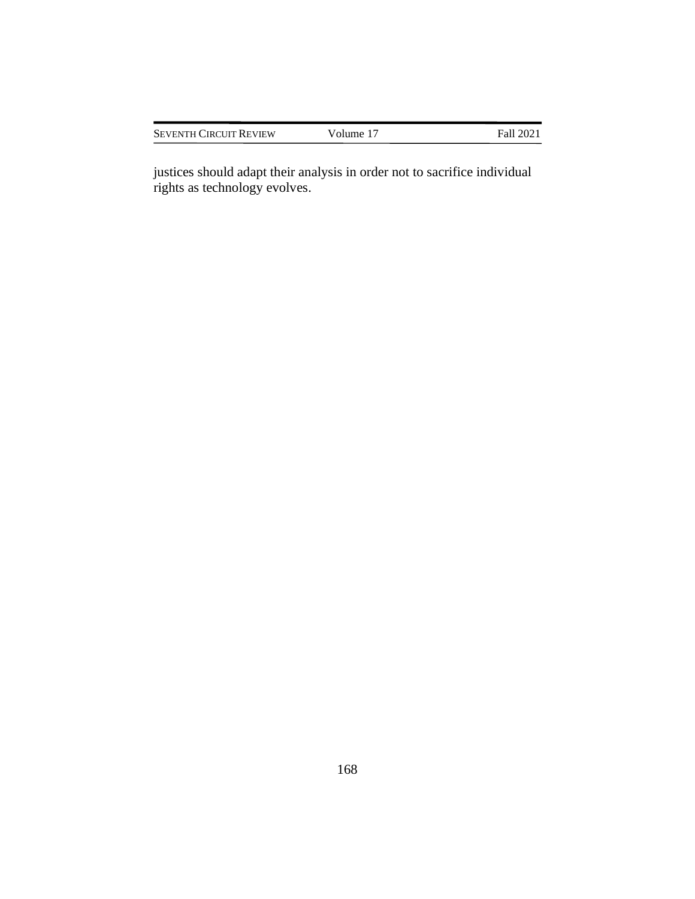justices should adapt their analysis in order not to sacrifice individual rights as technology evolves.